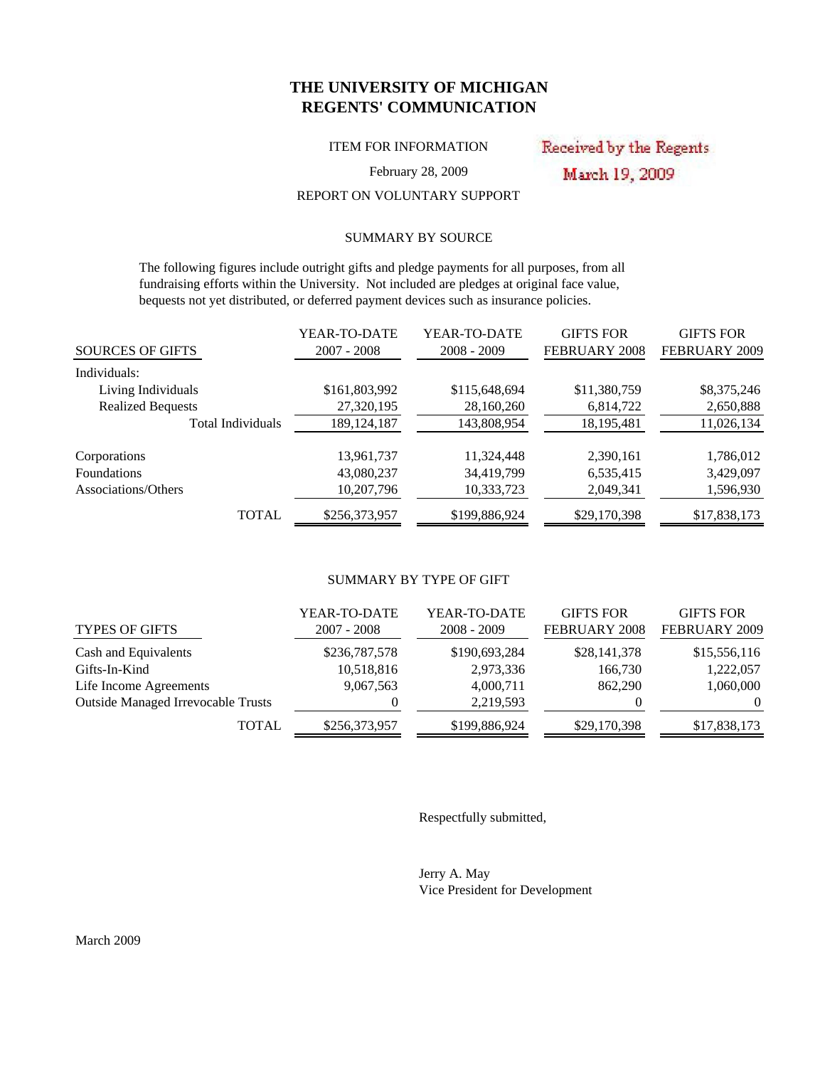# THE UNIVERSITY OF MICHIGAN
# REGENTS' COMMUNICATION

ITEM FOR INFORMATION

Received by the Regents
March 19, 2009

February 28, 2009

REPORT ON VOLUNTARY SUPPORT

## SUMMARY BY SOURCE

The following figures include outright gifts and pledge payments for all purposes, from all fundraising efforts within the University. Not included are pledges at original face value, bequests not yet distributed, or deferred payment devices such as insurance policies.

| SOURCES OF GIFTS | YEAR-TO-DATE 2007 - 2008 | YEAR-TO-DATE 2008 - 2009 | GIFTS FOR FEBRUARY 2008 | GIFTS FOR FEBRUARY 2009 |
|---|---|---|---|---|
| Individuals: | | | | |
| Living Individuals | $161,803,992 | $115,648,694 | $11,380,759 | $8,375,246 |
| Realized Bequests | 27,320,195 | 28,160,260 | 6,814,722 | 2,650,888 |
| Total Individuals | 189,124,187 | 143,808,954 | 18,195,481 | 11,026,134 |
| Corporations | 13,961,737 | 11,324,448 | 2,390,161 | 1,786,012 |
| Foundations | 43,080,237 | 34,419,799 | 6,535,415 | 3,429,097 |
| Associations/Others | 10,207,796 | 10,333,723 | 2,049,341 | 1,596,930 |
| TOTAL | $256,373,957 | $199,886,924 | $29,170,398 | $17,838,173 |

## SUMMARY BY TYPE OF GIFT

| TYPES OF GIFTS | YEAR-TO-DATE 2007 - 2008 | YEAR-TO-DATE 2008 - 2009 | GIFTS FOR FEBRUARY 2008 | GIFTS FOR FEBRUARY 2009 |
|---|---|---|---|---|
| Cash and Equivalents | $236,787,578 | $190,693,284 | $28,141,378 | $15,556,116 |
| Gifts-In-Kind | 10,518,816 | 2,973,336 | 166,730 | 1,222,057 |
| Life Income Agreements | 9,067,563 | 4,000,711 | 862,290 | 1,060,000 |
| Outside Managed Irrevocable Trusts | 0 | 2,219,593 | 0 | 0 |
| TOTAL | $256,373,957 | $199,886,924 | $29,170,398 | $17,838,173 |

Respectfully submitted,

Jerry A. May
Vice President for Development

March 2009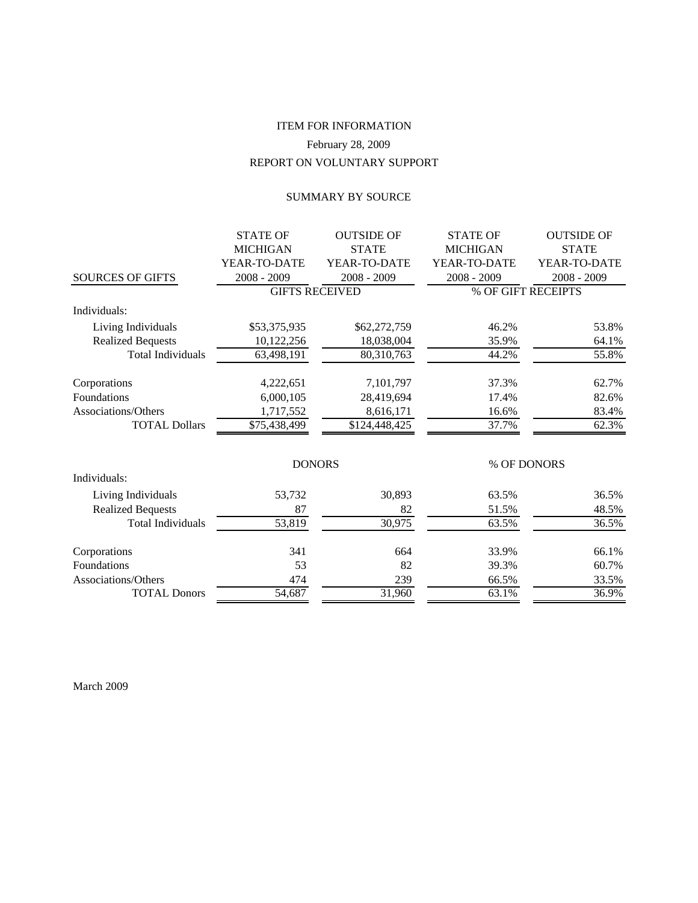ITEM FOR INFORMATION

February 28, 2009

REPORT ON VOLUNTARY SUPPORT

SUMMARY BY SOURCE

| SOURCES OF GIFTS | STATE OF MICHIGAN YEAR-TO-DATE 2008 - 2009 | OUTSIDE OF STATE YEAR-TO-DATE 2008 - 2009 | STATE OF MICHIGAN YEAR-TO-DATE 2008 - 2009 | OUTSIDE OF STATE YEAR-TO-DATE 2008 - 2009 |
|---|---|---|---|---|
| | GIFTS RECEIVED | | % OF GIFT RECEIPTS | |
| Individuals: | | | | |
| Living Individuals | $53,375,935 | $62,272,759 | 46.2% | 53.8% |
| Realized Bequests | 10,122,256 | 18,038,004 | 35.9% | 64.1% |
| Total Individuals | 63,498,191 | 80,310,763 | 44.2% | 55.8% |
| Corporations | 4,222,651 | 7,101,797 | 37.3% | 62.7% |
| Foundations | 6,000,105 | 28,419,694 | 17.4% | 82.6% |
| Associations/Others | 1,717,552 | 8,616,171 | 16.6% | 83.4% |
| TOTAL Dollars | $75,438,499 | $124,448,425 | 37.7% | 62.3% |
| | DONORS | | % OF DONORS | |
| Individuals: | | | | |
| Living Individuals | 53,732 | 30,893 | 63.5% | 36.5% |
| Realized Bequests | 87 | 82 | 51.5% | 48.5% |
| Total Individuals | 53,819 | 30,975 | 63.5% | 36.5% |
| Corporations | 341 | 664 | 33.9% | 66.1% |
| Foundations | 53 | 82 | 39.3% | 60.7% |
| Associations/Others | 474 | 239 | 66.5% | 33.5% |
| TOTAL Donors | 54,687 | 31,960 | 63.1% | 36.9% |

March 2009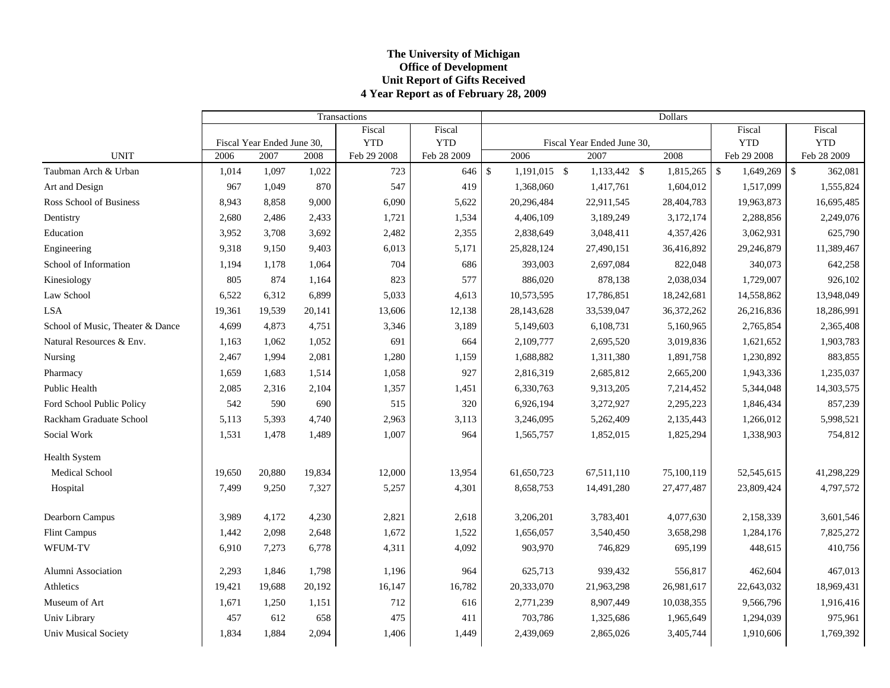**The University of Michigan**
**Office of Development**
**Unit Report of Gifts Received**
**4 Year Report as of February 28, 2009**

| | Transactions | | | | | Dollars | | | | |
|---|---|---|---|---|---|---|---|---|---|---|
| | Fiscal Year Ended June 30, | | | Fiscal YTD | Fiscal YTD | Fiscal Year Ended June 30, | | | Fiscal YTD | Fiscal YTD |
| UNIT | 2006 | 2007 | 2008 | Feb 29 2008 | Feb 28 2009 | 2006 | 2007 | 2008 | Feb 29 2008 | Feb 28 2009 |
| Taubman Arch & Urban | 1,014 | 1,097 | 1,022 | 723 | 646 | $ 1,191,015 | $ 1,133,442 | $ 1,815,265 | $ 1,649,269 | $ 362,081 |
| Art and Design | 967 | 1,049 | 870 | 547 | 419 | 1,368,060 | 1,417,761 | 1,604,012 | 1,517,099 | 1,555,824 |
| Ross School of Business | 8,943 | 8,858 | 9,000 | 6,090 | 5,622 | 20,296,484 | 22,911,545 | 28,404,783 | 19,963,873 | 16,695,485 |
| Dentistry | 2,680 | 2,486 | 2,433 | 1,721 | 1,534 | 4,406,109 | 3,189,249 | 3,172,174 | 2,288,856 | 2,249,076 |
| Education | 3,952 | 3,708 | 3,692 | 2,482 | 2,355 | 2,838,649 | 3,048,411 | 4,357,426 | 3,062,931 | 625,790 |
| Engineering | 9,318 | 9,150 | 9,403 | 6,013 | 5,171 | 25,828,124 | 27,490,151 | 36,416,892 | 29,246,879 | 11,389,467 |
| School of Information | 1,194 | 1,178 | 1,064 | 704 | 686 | 393,003 | 2,697,084 | 822,048 | 340,073 | 642,258 |
| Kinesiology | 805 | 874 | 1,164 | 823 | 577 | 886,020 | 878,138 | 2,038,034 | 1,729,007 | 926,102 |
| Law School | 6,522 | 6,312 | 6,899 | 5,033 | 4,613 | 10,573,595 | 17,786,851 | 18,242,681 | 14,558,862 | 13,948,049 |
| LSA | 19,361 | 19,539 | 20,141 | 13,606 | 12,138 | 28,143,628 | 33,539,047 | 36,372,262 | 26,216,836 | 18,286,991 |
| School of Music, Theater & Dance | 4,699 | 4,873 | 4,751 | 3,346 | 3,189 | 5,149,603 | 6,108,731 | 5,160,965 | 2,765,854 | 2,365,408 |
| Natural Resources & Env. | 1,163 | 1,062 | 1,052 | 691 | 664 | 2,109,777 | 2,695,520 | 3,019,836 | 1,621,652 | 1,903,783 |
| Nursing | 2,467 | 1,994 | 2,081 | 1,280 | 1,159 | 1,688,882 | 1,311,380 | 1,891,758 | 1,230,892 | 883,855 |
| Pharmacy | 1,659 | 1,683 | 1,514 | 1,058 | 927 | 2,816,319 | 2,685,812 | 2,665,200 | 1,943,336 | 1,235,037 |
| Public Health | 2,085 | 2,316 | 2,104 | 1,357 | 1,451 | 6,330,763 | 9,313,205 | 7,214,452 | 5,344,048 | 14,303,575 |
| Ford School Public Policy | 542 | 590 | 690 | 515 | 320 | 6,926,194 | 3,272,927 | 2,295,223 | 1,846,434 | 857,239 |
| Rackham Graduate School | 5,113 | 5,393 | 4,740 | 2,963 | 3,113 | 3,246,095 | 5,262,409 | 2,135,443 | 1,266,012 | 5,998,521 |
| Social Work | 1,531 | 1,478 | 1,489 | 1,007 | 964 | 1,565,757 | 1,852,015 | 1,825,294 | 1,338,903 | 754,812 |
| Health System | | | | | | | | | | |
| Medical School | 19,650 | 20,880 | 19,834 | 12,000 | 13,954 | 61,650,723 | 67,511,110 | 75,100,119 | 52,545,615 | 41,298,229 |
| Hospital | 7,499 | 9,250 | 7,327 | 5,257 | 4,301 | 8,658,753 | 14,491,280 | 27,477,487 | 23,809,424 | 4,797,572 |
| Dearborn Campus | 3,989 | 4,172 | 4,230 | 2,821 | 2,618 | 3,206,201 | 3,783,401 | 4,077,630 | 2,158,339 | 3,601,546 |
| Flint Campus | 1,442 | 2,098 | 2,648 | 1,672 | 1,522 | 1,656,057 | 3,540,450 | 3,658,298 | 1,284,176 | 7,825,272 |
| WFUM-TV | 6,910 | 7,273 | 6,778 | 4,311 | 4,092 | 903,970 | 746,829 | 695,199 | 448,615 | 410,756 |
| Alumni Association | 2,293 | 1,846 | 1,798 | 1,196 | 964 | 625,713 | 939,432 | 556,817 | 462,604 | 467,013 |
| Athletics | 19,421 | 19,688 | 20,192 | 16,147 | 16,782 | 20,333,070 | 21,963,298 | 26,981,617 | 22,643,032 | 18,969,431 |
| Museum of Art | 1,671 | 1,250 | 1,151 | 712 | 616 | 2,771,239 | 8,907,449 | 10,038,355 | 9,566,796 | 1,916,416 |
| Univ Library | 457 | 612 | 658 | 475 | 411 | 703,786 | 1,325,686 | 1,965,649 | 1,294,039 | 975,961 |
| Univ Musical Society | 1,834 | 1,884 | 2,094 | 1,406 | 1,449 | 2,439,069 | 2,865,026 | 3,405,744 | 1,910,606 | 1,769,392 |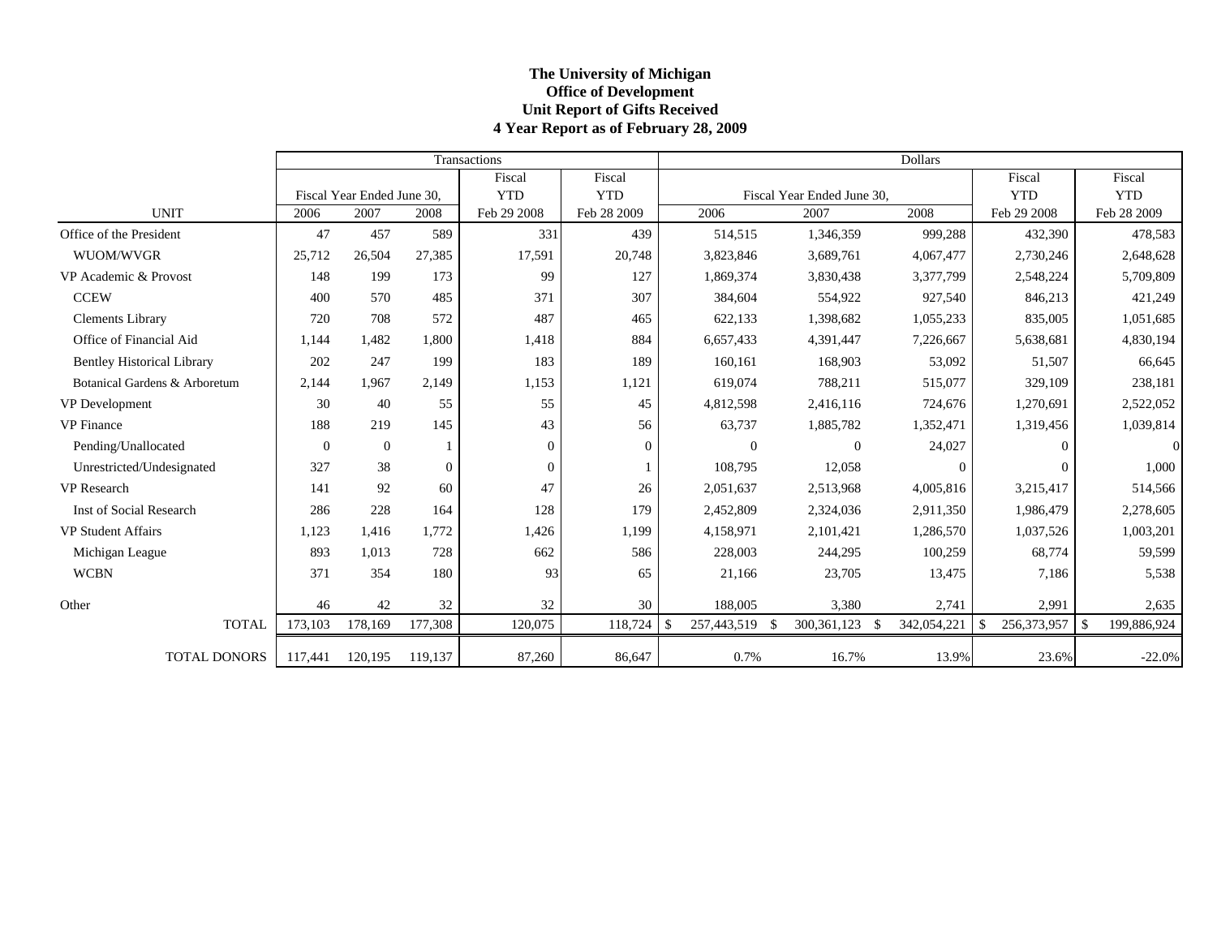**The University of Michigan**
**Office of Development**
**Unit Report of Gifts Received**
**4 Year Report as of February 28, 2009**

| | Transactions | | | | | Dollars | | | | |
|---|---|---|---|---|---|---|---|---|---|---|
| | Fiscal Year Ended June 30, | | | Fiscal YTD | Fiscal YTD | Fiscal Year Ended June 30, | | | Fiscal YTD | Fiscal YTD |
| UNIT | 2006 | 2007 | 2008 | Feb 29 2008 | Feb 28 2009 | 2006 | 2007 | 2008 | Feb 29 2008 | Feb 28 2009 |
| Office of the President | 47 | 457 | 589 | 331 | 439 | 514,515 | 1,346,359 | 999,288 | 432,390 | 478,583 |
| WUOM/WVGR | 25,712 | 26,504 | 27,385 | 17,591 | 20,748 | 3,823,846 | 3,689,761 | 4,067,477 | 2,730,246 | 2,648,628 |
| VP Academic & Provost | 148 | 199 | 173 | 99 | 127 | 1,869,374 | 3,830,438 | 3,377,799 | 2,548,224 | 5,709,809 |
| CCEW | 400 | 570 | 485 | 371 | 307 | 384,604 | 554,922 | 927,540 | 846,213 | 421,249 |
| Clements Library | 720 | 708 | 572 | 487 | 465 | 622,133 | 1,398,682 | 1,055,233 | 835,005 | 1,051,685 |
| Office of Financial Aid | 1,144 | 1,482 | 1,800 | 1,418 | 884 | 6,657,433 | 4,391,447 | 7,226,667 | 5,638,681 | 4,830,194 |
| Bentley Historical Library | 202 | 247 | 199 | 183 | 189 | 160,161 | 168,903 | 53,092 | 51,507 | 66,645 |
| Botanical Gardens & Arboretum | 2,144 | 1,967 | 2,149 | 1,153 | 1,121 | 619,074 | 788,211 | 515,077 | 329,109 | 238,181 |
| VP Development | 30 | 40 | 55 | 55 | 45 | 4,812,598 | 2,416,116 | 724,676 | 1,270,691 | 2,522,052 |
| VP Finance | 188 | 219 | 145 | 43 | 56 | 63,737 | 1,885,782 | 1,352,471 | 1,319,456 | 1,039,814 |
| Pending/Unallocated | 0 | 0 | 1 | 0 | 0 | 0 | 0 | 24,027 | 0 | 0 |
| Unrestricted/Undesignated | 327 | 38 | 0 | 0 | 1 | 108,795 | 12,058 | 0 | 0 | 1,000 |
| VP Research | 141 | 92 | 60 | 47 | 26 | 2,051,637 | 2,513,968 | 4,005,816 | 3,215,417 | 514,566 |
| Inst of Social Research | 286 | 228 | 164 | 128 | 179 | 2,452,809 | 2,324,036 | 2,911,350 | 1,986,479 | 2,278,605 |
| VP Student Affairs | 1,123 | 1,416 | 1,772 | 1,426 | 1,199 | 4,158,971 | 2,101,421 | 1,286,570 | 1,037,526 | 1,003,201 |
| Michigan League | 893 | 1,013 | 728 | 662 | 586 | 228,003 | 244,295 | 100,259 | 68,774 | 59,599 |
| WCBN | 371 | 354 | 180 | 93 | 65 | 21,166 | 23,705 | 13,475 | 7,186 | 5,538 |
| Other | 46 | 42 | 32 | 32 | 30 | 188,005 | 3,380 | 2,741 | 2,991 | 2,635 |
| TOTAL | 173,103 | 178,169 | 177,308 | 120,075 | 118,724 | $ 257,443,519 | $ 300,361,123 | $ 342,054,221 | $ 256,373,957 | $ 199,886,924 |
| TOTAL DONORS | 117,441 | 120,195 | 119,137 | 87,260 | 86,647 | 0.7% | 16.7% | 13.9% | 23.6% | -22.0% |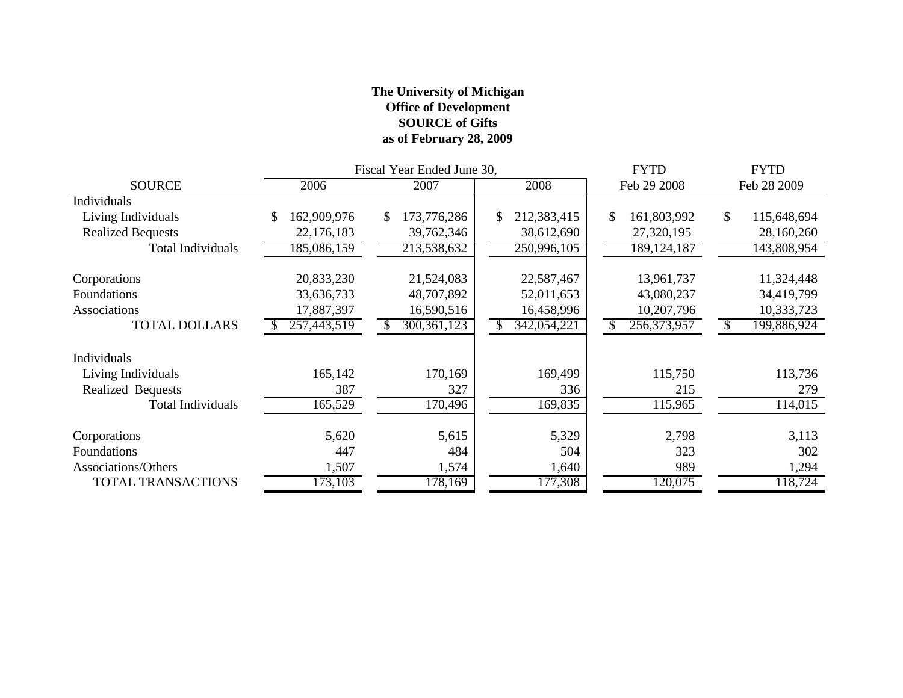**The University of Michigan**
**Office of Development**
**SOURCE of Gifts**
**as of February 28, 2009**

| SOURCE | Fiscal Year Ended June 30, 2006 | 2007 | 2008 | FYTD Feb 29 2008 | FYTD Feb 28 2009 |
|---|---|---|---|---|---|
| Individuals | | | | | |
| Living Individuals | $ 162,909,976 | $ 173,776,286 | $ 212,383,415 | $ 161,803,992 | $ 115,648,694 |
| Realized Bequests | 22,176,183 | 39,762,346 | 38,612,690 | 27,320,195 | 28,160,260 |
| Total Individuals | 185,086,159 | 213,538,632 | 250,996,105 | 189,124,187 | 143,808,954 |
| Corporations | 20,833,230 | 21,524,083 | 22,587,467 | 13,961,737 | 11,324,448 |
| Foundations | 33,636,733 | 48,707,892 | 52,011,653 | 43,080,237 | 34,419,799 |
| Associations | 17,887,397 | 16,590,516 | 16,458,996 | 10,207,796 | 10,333,723 |
| TOTAL DOLLARS | $ 257,443,519 | $ 300,361,123 | $ 342,054,221 | $ 256,373,957 | $ 199,886,924 |
| Individuals | | | | | |
| Living Individuals | 165,142 | 170,169 | 169,499 | 115,750 | 113,736 |
| Realized Bequests | 387 | 327 | 336 | 215 | 279 |
| Total Individuals | 165,529 | 170,496 | 169,835 | 115,965 | 114,015 |
| Corporations | 5,620 | 5,615 | 5,329 | 2,798 | 3,113 |
| Foundations | 447 | 484 | 504 | 323 | 302 |
| Associations/Others | 1,507 | 1,574 | 1,640 | 989 | 1,294 |
| TOTAL TRANSACTIONS | 173,103 | 178,169 | 177,308 | 120,075 | 118,724 |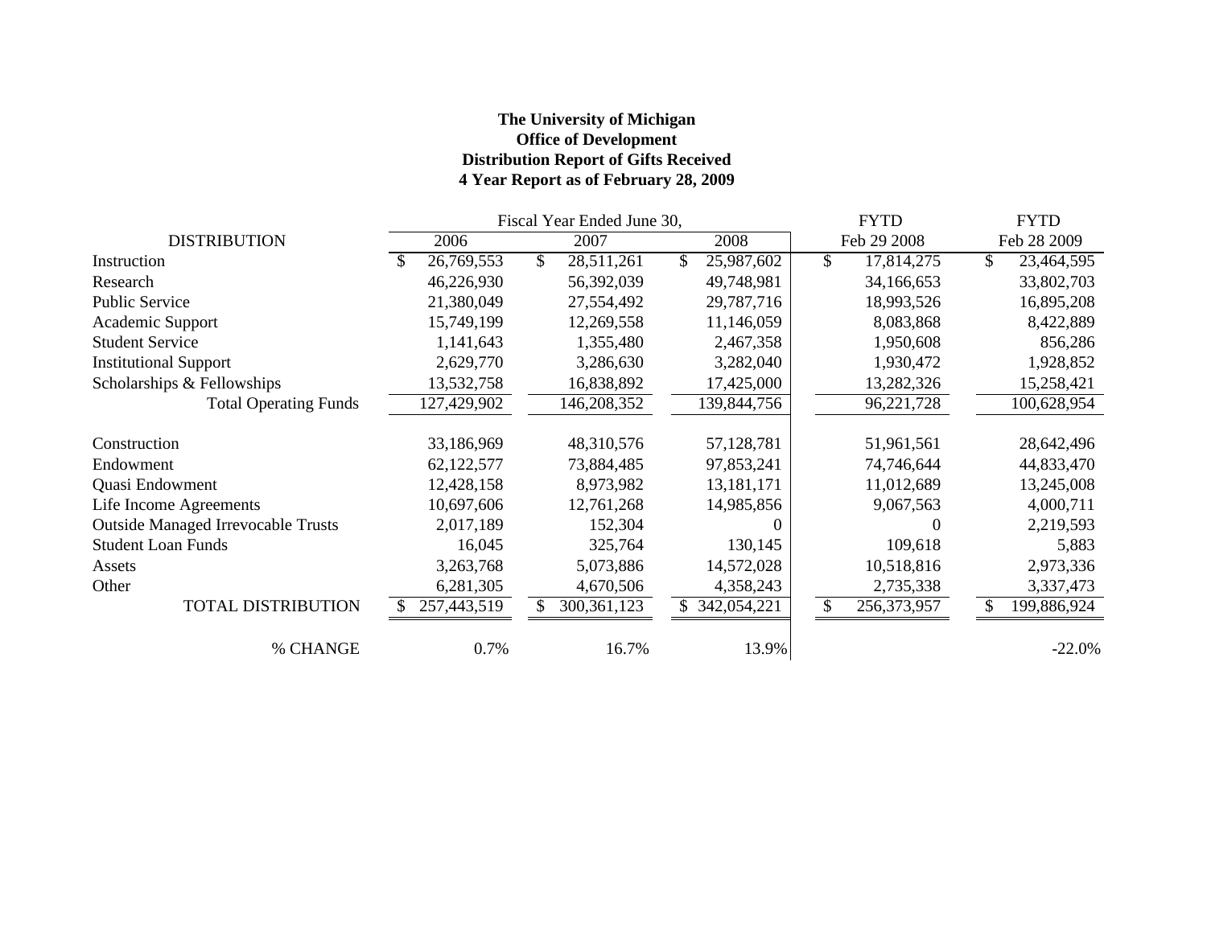**The University of Michigan**
**Office of Development**
**Distribution Report of Gifts Received**
**4 Year Report as of February 28, 2009**

| DISTRIBUTION | Fiscal Year Ended June 30, 2006 | 2007 | 2008 | FYTD Feb 29 2008 | FYTD Feb 28 2009 |
|---|---|---|---|---|---|
| Instruction | $ 26,769,553 | $ 28,511,261 | $ 25,987,602 | $ 17,814,275 | $ 23,464,595 |
| Research | 46,226,930 | 56,392,039 | 49,748,981 | 34,166,653 | 33,802,703 |
| Public Service | 21,380,049 | 27,554,492 | 29,787,716 | 18,993,526 | 16,895,208 |
| Academic Support | 15,749,199 | 12,269,558 | 11,146,059 | 8,083,868 | 8,422,889 |
| Student Service | 1,141,643 | 1,355,480 | 2,467,358 | 1,950,608 | 856,286 |
| Institutional Support | 2,629,770 | 3,286,630 | 3,282,040 | 1,930,472 | 1,928,852 |
| Scholarships & Fellowships | 13,532,758 | 16,838,892 | 17,425,000 | 13,282,326 | 15,258,421 |
| Total Operating Funds | 127,429,902 | 146,208,352 | 139,844,756 | 96,221,728 | 100,628,954 |
| | | | | | |
| Construction | 33,186,969 | 48,310,576 | 57,128,781 | 51,961,561 | 28,642,496 |
| Endowment | 62,122,577 | 73,884,485 | 97,853,241 | 74,746,644 | 44,833,470 |
| Quasi Endowment | 12,428,158 | 8,973,982 | 13,181,171 | 11,012,689 | 13,245,008 |
| Life Income Agreements | 10,697,606 | 12,761,268 | 14,985,856 | 9,067,563 | 4,000,711 |
| Outside Managed Irrevocable Trusts | 2,017,189 | 152,304 | 0 | 0 | 2,219,593 |
| Student Loan Funds | 16,045 | 325,764 | 130,145 | 109,618 | 5,883 |
| Assets | 3,263,768 | 5,073,886 | 14,572,028 | 10,518,816 | 2,973,336 |
| Other | 6,281,305 | 4,670,506 | 4,358,243 | 2,735,338 | 3,337,473 |
| TOTAL DISTRIBUTION | $ 257,443,519 | $ 300,361,123 | $ 342,054,221 | $ 256,373,957 | $ 199,886,924 |
| | | | | | |
| % CHANGE | 0.7% | 16.7% | 13.9% | | -22.0% |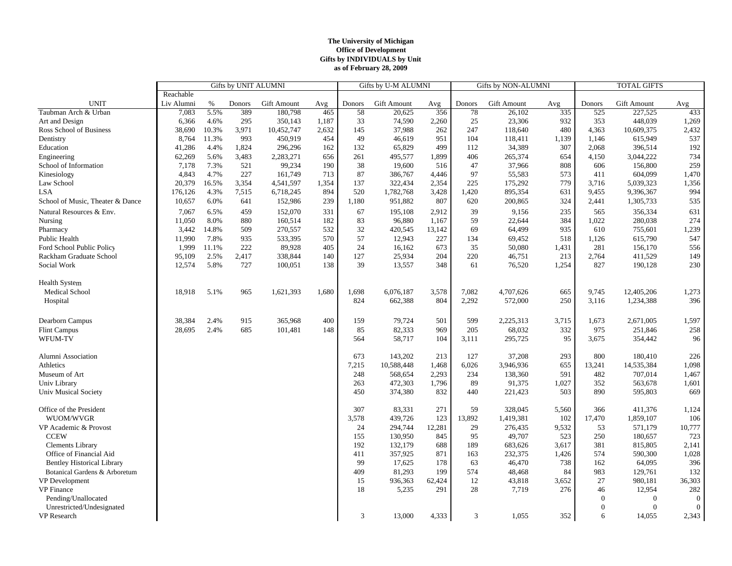**The University of Michigan**
**Office of Development**
**Gifts by INDIVIDUALS by Unit**
**as of February 28, 2009**

| | Gifts by UNIT ALUMNI | | | | | Gifts by U-M ALUMNI | | | Gifts by NON-ALUMNI | | | TOTAL GIFTS | | |
|---|---|---|---|---|---|---|---|---|---|---|---|---|---|---|
| UNIT | Reachable Liv Alumni | % | Donors | Gift Amount | Avg | Donors | Gift Amount | Avg | Donors | Gift Amount | Avg | Donors | Gift Amount | Avg |
| Taubman Arch & Urban | 7,083 | 5.5% | 389 | 180,798 | 465 | 58 | 20,625 | 356 | 78 | 26,102 | 335 | 525 | 227,525 | 433 |
| Art and Design | 6,366 | 4.6% | 295 | 350,143 | 1,187 | 33 | 74,590 | 2,260 | 25 | 23,306 | 932 | 353 | 448,039 | 1,269 |
| Ross School of Business | 38,690 | 10.3% | 3,971 | 10,452,747 | 2,632 | 145 | 37,988 | 262 | 247 | 118,640 | 480 | 4,363 | 10,609,375 | 2,432 |
| Dentistry | 8,764 | 11.3% | 993 | 450,919 | 454 | 49 | 46,619 | 951 | 104 | 118,411 | 1,139 | 1,146 | 615,949 | 537 |
| Education | 41,286 | 4.4% | 1,824 | 296,296 | 162 | 132 | 65,829 | 499 | 112 | 34,389 | 307 | 2,068 | 396,514 | 192 |
| Engineering | 62,269 | 5.6% | 3,483 | 2,283,271 | 656 | 261 | 495,577 | 1,899 | 406 | 265,374 | 654 | 4,150 | 3,044,222 | 734 |
| School of Information | 7,178 | 7.3% | 521 | 99,234 | 190 | 38 | 19,600 | 516 | 47 | 37,966 | 808 | 606 | 156,800 | 259 |
| Kinesiology | 4,843 | 4.7% | 227 | 161,749 | 713 | 87 | 386,767 | 4,446 | 97 | 55,583 | 573 | 411 | 604,099 | 1,470 |
| Law School | 20,379 | 16.5% | 3,354 | 4,541,597 | 1,354 | 137 | 322,434 | 2,354 | 225 | 175,292 | 779 | 3,716 | 5,039,323 | 1,356 |
| LSA | 176,126 | 4.3% | 7,515 | 6,718,245 | 894 | 520 | 1,782,768 | 3,428 | 1,420 | 895,354 | 631 | 9,455 | 9,396,367 | 994 |
| School of Music, Theater & Dance | 10,657 | 6.0% | 641 | 152,986 | 239 | 1,180 | 951,882 | 807 | 620 | 200,865 | 324 | 2,441 | 1,305,733 | 535 |
| Natural Resources & Env. | 7,067 | 6.5% | 459 | 152,070 | 331 | 67 | 195,108 | 2,912 | 39 | 9,156 | 235 | 565 | 356,334 | 631 |
| Nursing | 11,050 | 8.0% | 880 | 160,514 | 182 | 83 | 96,880 | 1,167 | 59 | 22,644 | 384 | 1,022 | 280,038 | 274 |
| Pharmacy | 3,442 | 14.8% | 509 | 270,557 | 532 | 32 | 420,545 | 13,142 | 69 | 64,499 | 935 | 610 | 755,601 | 1,239 |
| Public Health | 11,990 | 7.8% | 935 | 533,395 | 570 | 57 | 12,943 | 227 | 134 | 69,452 | 518 | 1,126 | 615,790 | 547 |
| Ford School Public Policy | 1,999 | 11.1% | 222 | 89,928 | 405 | 24 | 16,162 | 673 | 35 | 50,080 | 1,431 | 281 | 156,170 | 556 |
| Rackham Graduate School | 95,109 | 2.5% | 2,417 | 338,844 | 140 | 127 | 25,934 | 204 | 220 | 46,751 | 213 | 2,764 | 411,529 | 149 |
| Social Work | 12,574 | 5.8% | 727 | 100,051 | 138 | 39 | 13,557 | 348 | 61 | 76,520 | 1,254 | 827 | 190,128 | 230 |
| Health System | | | | | | | | | | | | | | |
| Medical School | 18,918 | 5.1% | 965 | 1,621,393 | 1,680 | 1,698 | 6,076,187 | 3,578 | 7,082 | 4,707,626 | 665 | 9,745 | 12,405,206 | 1,273 |
| Hospital | | | | | | 824 | 662,388 | 804 | 2,292 | 572,000 | 250 | 3,116 | 1,234,388 | 396 |
| Dearborn Campus | 38,384 | 2.4% | 915 | 365,968 | 400 | 159 | 79,724 | 501 | 599 | 2,225,313 | 3,715 | 1,673 | 2,671,005 | 1,597 |
| Flint Campus | 28,695 | 2.4% | 685 | 101,481 | 148 | 85 | 82,333 | 969 | 205 | 68,032 | 332 | 975 | 251,846 | 258 |
| WFUM-TV | | | | | | 564 | 58,717 | 104 | 3,111 | 295,725 | 95 | 3,675 | 354,442 | 96 |
| Alumni Association | | | | | | 673 | 143,202 | 213 | 127 | 37,208 | 293 | 800 | 180,410 | 226 |
| Athletics | | | | | | 7,215 | 10,588,448 | 1,468 | 6,026 | 3,946,936 | 655 | 13,241 | 14,535,384 | 1,098 |
| Museum of Art | | | | | | 248 | 568,654 | 2,293 | 234 | 138,360 | 591 | 482 | 707,014 | 1,467 |
| Univ Library | | | | | | 263 | 472,303 | 1,796 | 89 | 91,375 | 1,027 | 352 | 563,678 | 1,601 |
| Univ Musical Society | | | | | | 450 | 374,380 | 832 | 440 | 221,423 | 503 | 890 | 595,803 | 669 |
| Office of the President | | | | | | 307 | 83,331 | 271 | 59 | 328,045 | 5,560 | 366 | 411,376 | 1,124 |
| WUOM/WVGR | | | | | | 3,578 | 439,726 | 123 | 13,892 | 1,419,381 | 102 | 17,470 | 1,859,107 | 106 |
| VP Academic & Provost | | | | | | 24 | 294,744 | 12,281 | 29 | 276,435 | 9,532 | 53 | 571,179 | 10,777 |
| CCEW | | | | | | 155 | 130,950 | 845 | 95 | 49,707 | 523 | 250 | 180,657 | 723 |
| Clements Library | | | | | | 192 | 132,179 | 688 | 189 | 683,626 | 3,617 | 381 | 815,805 | 2,141 |
| Office of Financial Aid | | | | | | 411 | 357,925 | 871 | 163 | 232,375 | 1,426 | 574 | 590,300 | 1,028 |
| Bentley Historical Library | | | | | | 99 | 17,625 | 178 | 63 | 46,470 | 738 | 162 | 64,095 | 396 |
| Botanical Gardens & Arboretum | | | | | | 409 | 81,293 | 199 | 574 | 48,468 | 84 | 983 | 129,761 | 132 |
| VP Development | | | | | | 15 | 936,363 | 62,424 | 12 | 43,818 | 3,652 | 27 | 980,181 | 36,303 |
| VP Finance | | | | | | 18 | 5,235 | 291 | 28 | 7,719 | 276 | 46 | 12,954 | 282 |
| Pending/Unallocated | | | | | | | | | | | | 0 | 0 | 0 |
| Unrestricted/Undesignated | | | | | | | | | | | | 0 | 0 | 0 |
| VP Research | | | | | | 3 | 13,000 | 4,333 | 3 | 1,055 | 352 | 6 | 14,055 | 2,343 |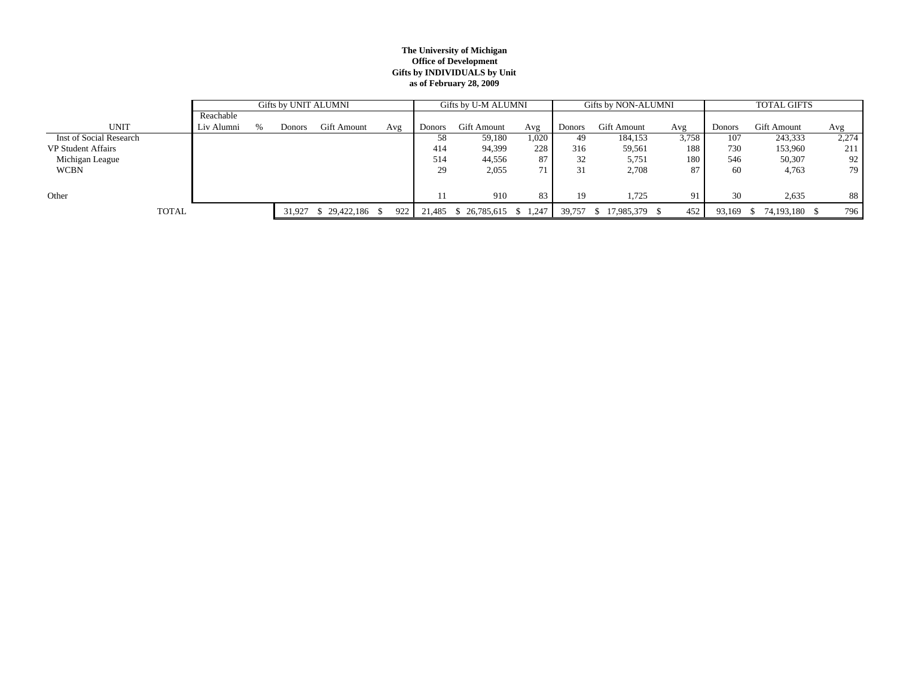**The University of Michigan**
**Office of Development**
**Gifts by INDIVIDUALS by Unit**
**as of February 28, 2009**

| | Gifts by UNIT ALUMNI | | | | | Gifts by U-M ALUMNI | | | Gifts by NON-ALUMNI | | | TOTAL GIFTS | | |
|---|---|---|---|---|---|---|---|---|---|---|---|---|---|---|
| UNIT | Reachable Liv Alumni | % | Donors | Gift Amount | Avg | Donors | Gift Amount | Avg | Donors | Gift Amount | Avg | Donors | Gift Amount | Avg |
| Inst of Social Research | | | | | | 58 | 59,180 | 1,020 | 49 | 184,153 | 3,758 | 107 | 243,333 | 2,274 |
| VP Student Affairs | | | | | | 414 | 94,399 | 228 | 316 | 59,561 | 188 | 730 | 153,960 | 211 |
| Michigan League | | | | | | 514 | 44,556 | 87 | 32 | 5,751 | 180 | 546 | 50,307 | 92 |
| WCBN | | | | | | 29 | 2,055 | 71 | 31 | 2,708 | 87 | 60 | 4,763 | 79 |
| Other | | | | | | 11 | 910 | 83 | 19 | 1,725 | 91 | 30 | 2,635 | 88 |
| TOTAL | | | 31,927 | $ 29,422,186 | $ 922 | 21,485 | $ 26,785,615 | $ 1,247 | 39,757 | $ 17,985,379 | $ 452 | 93,169 | $ 74,193,180 | $ 796 |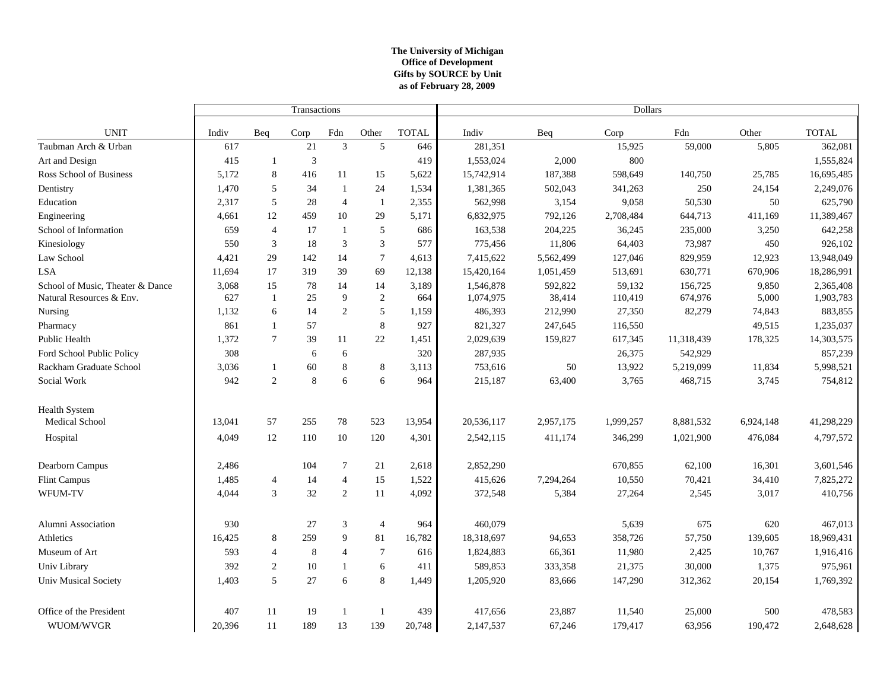**The University of Michigan**
**Office of Development**
**Gifts by SOURCE by Unit**
**as of February 28, 2009**

| | Transactions | | | | | | Dollars | | | | | |
|---|---|---|---|---|---|---|---|---|---|---|---|---|
| UNIT | Indiv | Beq | Corp | Fdn | Other | TOTAL | Indiv | Beq | Corp | Fdn | Other | TOTAL |
| Taubman Arch & Urban | 617 | | 21 | 3 | 5 | 646 | 281,351 | | 15,925 | 59,000 | 5,805 | 362,081 |
| Art and Design | 415 | 1 | 3 | | | 419 | 1,553,024 | 2,000 | 800 | | | 1,555,824 |
| Ross School of Business | 5,172 | 8 | 416 | 11 | 15 | 5,622 | 15,742,914 | 187,388 | 598,649 | 140,750 | 25,785 | 16,695,485 |
| Dentistry | 1,470 | 5 | 34 | 1 | 24 | 1,534 | 1,381,365 | 502,043 | 341,263 | 250 | 24,154 | 2,249,076 |
| Education | 2,317 | 5 | 28 | 4 | 1 | 2,355 | 562,998 | 3,154 | 9,058 | 50,530 | 50 | 625,790 |
| Engineering | 4,661 | 12 | 459 | 10 | 29 | 5,171 | 6,832,975 | 792,126 | 2,708,484 | 644,713 | 411,169 | 11,389,467 |
| School of Information | 659 | 4 | 17 | 1 | 5 | 686 | 163,538 | 204,225 | 36,245 | 235,000 | 3,250 | 642,258 |
| Kinesiology | 550 | 3 | 18 | 3 | 3 | 577 | 775,456 | 11,806 | 64,403 | 73,987 | 450 | 926,102 |
| Law School | 4,421 | 29 | 142 | 14 | 7 | 4,613 | 7,415,622 | 5,562,499 | 127,046 | 829,959 | 12,923 | 13,948,049 |
| LSA | 11,694 | 17 | 319 | 39 | 69 | 12,138 | 15,420,164 | 1,051,459 | 513,691 | 630,771 | 670,906 | 18,286,991 |
| School of Music, Theater & Dance | 3,068 | 15 | 78 | 14 | 14 | 3,189 | 1,546,878 | 592,822 | 59,132 | 156,725 | 9,850 | 2,365,408 |
| Natural Resources & Env. | 627 | 1 | 25 | 9 | 2 | 664 | 1,074,975 | 38,414 | 110,419 | 674,976 | 5,000 | 1,903,783 |
| Nursing | 1,132 | 6 | 14 | 2 | 5 | 1,159 | 486,393 | 212,990 | 27,350 | 82,279 | 74,843 | 883,855 |
| Pharmacy | 861 | 1 | 57 | | 8 | 927 | 821,327 | 247,645 | 116,550 | | 49,515 | 1,235,037 |
| Public Health | 1,372 | 7 | 39 | 11 | 22 | 1,451 | 2,029,639 | 159,827 | 617,345 | 11,318,439 | 178,325 | 14,303,575 |
| Ford School Public Policy | 308 | | 6 | 6 | | 320 | 287,935 | | 26,375 | 542,929 | | 857,239 |
| Rackham Graduate School | 3,036 | 1 | 60 | 8 | 8 | 3,113 | 753,616 | 50 | 13,922 | 5,219,099 | 11,834 | 5,998,521 |
| Social Work | 942 | 2 | 8 | 6 | 6 | 964 | 215,187 | 63,400 | 3,765 | 468,715 | 3,745 | 754,812 |
| Health System | | | | | | | | | | | | |
| Medical School | 13,041 | 57 | 255 | 78 | 523 | 13,954 | 20,536,117 | 2,957,175 | 1,999,257 | 8,881,532 | 6,924,148 | 41,298,229 |
| Hospital | 4,049 | 12 | 110 | 10 | 120 | 4,301 | 2,542,115 | 411,174 | 346,299 | 1,021,900 | 476,084 | 4,797,572 |
| Dearborn Campus | 2,486 | | 104 | 7 | 21 | 2,618 | 2,852,290 | | 670,855 | 62,100 | 16,301 | 3,601,546 |
| Flint Campus | 1,485 | 4 | 14 | 4 | 15 | 1,522 | 415,626 | 7,294,264 | 10,550 | 70,421 | 34,410 | 7,825,272 |
| WFUM-TV | 4,044 | 3 | 32 | 2 | 11 | 4,092 | 372,548 | 5,384 | 27,264 | 2,545 | 3,017 | 410,756 |
| Alumni Association | 930 | | 27 | 3 | 4 | 964 | 460,079 | | 5,639 | 675 | 620 | 467,013 |
| Athletics | 16,425 | 8 | 259 | 9 | 81 | 16,782 | 18,318,697 | 94,653 | 358,726 | 57,750 | 139,605 | 18,969,431 |
| Museum of Art | 593 | 4 | 8 | 4 | 7 | 616 | 1,824,883 | 66,361 | 11,980 | 2,425 | 10,767 | 1,916,416 |
| Univ Library | 392 | 2 | 10 | 1 | 6 | 411 | 589,853 | 333,358 | 21,375 | 30,000 | 1,375 | 975,961 |
| Univ Musical Society | 1,403 | 5 | 27 | 6 | 8 | 1,449 | 1,205,920 | 83,666 | 147,290 | 312,362 | 20,154 | 1,769,392 |
| Office of the President | 407 | 11 | 19 | 1 | 1 | 439 | 417,656 | 23,887 | 11,540 | 25,000 | 500 | 478,583 |
| WUOM/WVGR | 20,396 | 11 | 189 | 13 | 139 | 20,748 | 2,147,537 | 67,246 | 179,417 | 63,956 | 190,472 | 2,648,628 |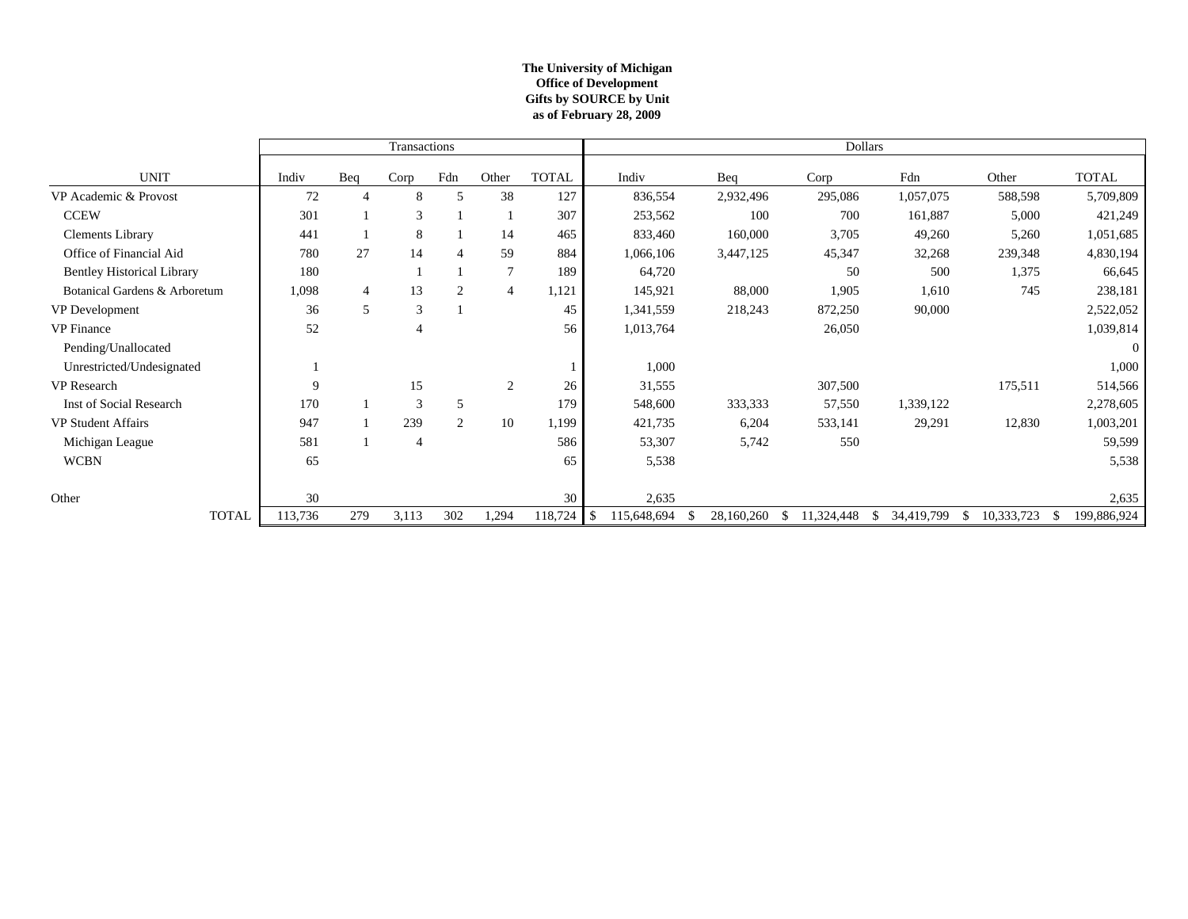**The University of Michigan**
**Office of Development**
**Gifts by SOURCE by Unit**
**as of February 28, 2009**

| | Transactions | | | | | | Dollars | | | | | |
|---|---|---|---|---|---|---|---|---|---|---|---|---|
| UNIT | Indiv | Beq | Corp | Fdn | Other | TOTAL | Indiv | Beq | Corp | Fdn | Other | TOTAL |
| VP Academic & Provost | 72 | 4 | 8 | 5 | 38 | 127 | 836,554 | 2,932,496 | 295,086 | 1,057,075 | 588,598 | 5,709,809 |
| CCEW | 301 | 1 | 3 | 1 | 1 | 307 | 253,562 | 100 | 700 | 161,887 | 5,000 | 421,249 |
| Clements Library | 441 | 1 | 8 | 1 | 14 | 465 | 833,460 | 160,000 | 3,705 | 49,260 | 5,260 | 1,051,685 |
| Office of Financial Aid | 780 | 27 | 14 | 4 | 59 | 884 | 1,066,106 | 3,447,125 | 45,347 | 32,268 | 239,348 | 4,830,194 |
| Bentley Historical Library | 180 | | 1 | 1 | 7 | 189 | 64,720 | | 50 | 500 | 1,375 | 66,645 |
| Botanical Gardens & Arboretum | 1,098 | 4 | 13 | 2 | 4 | 1,121 | 145,921 | 88,000 | 1,905 | 1,610 | 745 | 238,181 |
| VP Development | 36 | 5 | 3 | 1 | | 45 | 1,341,559 | 218,243 | 872,250 | 90,000 | | 2,522,052 |
| VP Finance | 52 | | 4 | | | 56 | 1,013,764 | | 26,050 | | | 1,039,814 |
| Pending/Unallocated | | | | | | | | | | | | 0 |
| Unrestricted/Undesignated | 1 | | | | | 1 | 1,000 | | | | | 1,000 |
| VP Research | 9 | | 15 | | 2 | 26 | 31,555 | | 307,500 | | 175,511 | 514,566 |
| Inst of Social Research | 170 | 1 | 3 | 5 | | 179 | 548,600 | 333,333 | 57,550 | 1,339,122 | | 2,278,605 |
| VP Student Affairs | 947 | 1 | 239 | 2 | 10 | 1,199 | 421,735 | 6,204 | 533,141 | 29,291 | 12,830 | 1,003,201 |
| Michigan League | 581 | 1 | 4 | | | 586 | 53,307 | 5,742 | 550 | | | 59,599 |
| WCBN | 65 | | | | | 65 | 5,538 | | | | | 5,538 |
| Other | 30 | | | | | 30 | 2,635 | | | | | 2,635 |
| TOTAL | 113,736 | 279 | 3,113 | 302 | 1,294 | 118,724 | $ 115,648,694 | $ 28,160,260 | $ 11,324,448 | $ 34,419,799 | $ 10,333,723 | $ 199,886,924 |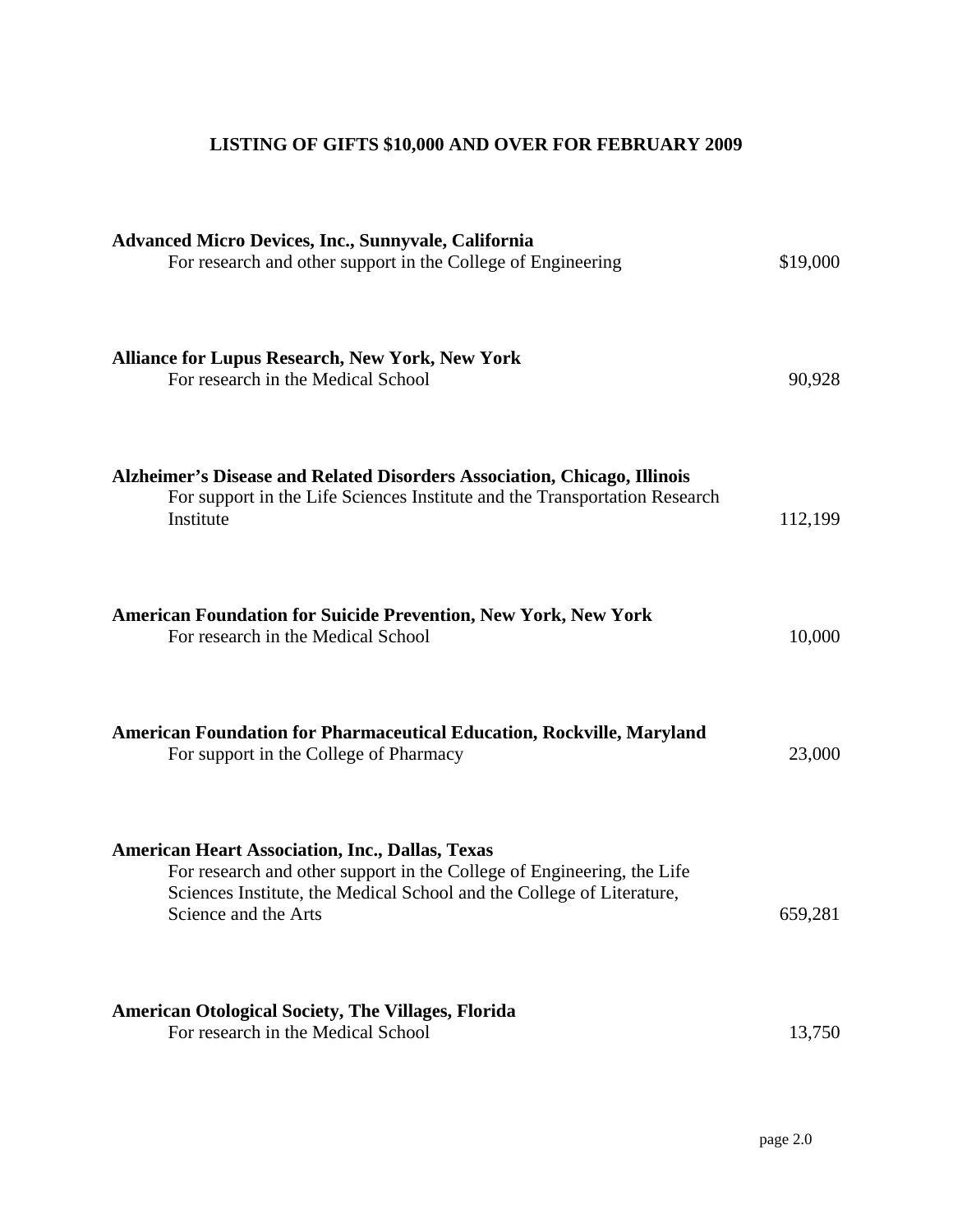# LISTING OF GIFTS $10,000 AND OVER FOR FEBRUARY 2009

**Advanced Micro Devices, Inc., Sunnyvale, California**
For research and other support in the College of Engineering — $19,000

**Alliance for Lupus Research, New York, New York**
For research in the Medical School — 90,928

**Alzheimer's Disease and Related Disorders Association, Chicago, Illinois**
For support in the Life Sciences Institute and the Transportation Research Institute — 112,199

**American Foundation for Suicide Prevention, New York, New York**
For research in the Medical School — 10,000

**American Foundation for Pharmaceutical Education, Rockville, Maryland**
For support in the College of Pharmacy — 23,000

**American Heart Association, Inc., Dallas, Texas**
For research and other support in the College of Engineering, the Life Sciences Institute, the Medical School and the College of Literature, Science and the Arts — 659,281

**American Otological Society, The Villages, Florida**
For research in the Medical School — 13,750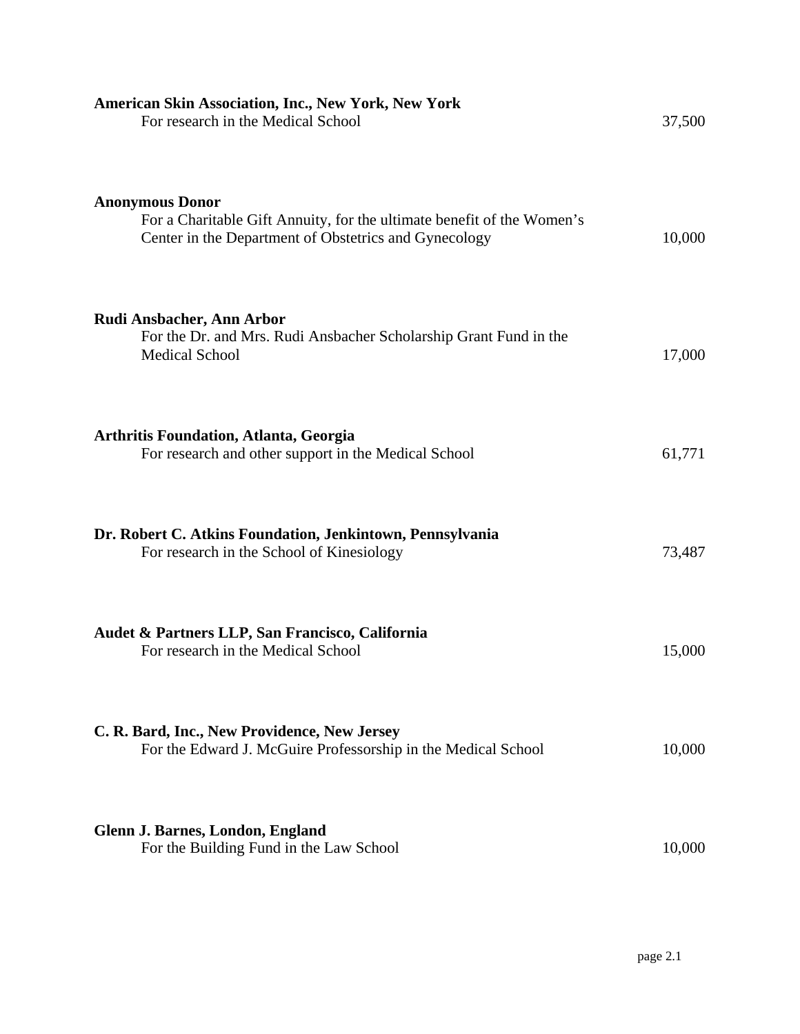**American Skin Association, Inc., New York, New York**
For research in the Medical School — 37,500

**Anonymous Donor**
For a Charitable Gift Annuity, for the ultimate benefit of the Women's Center in the Department of Obstetrics and Gynecology — 10,000

**Rudi Ansbacher, Ann Arbor**
For the Dr. and Mrs. Rudi Ansbacher Scholarship Grant Fund in the Medical School — 17,000

**Arthritis Foundation, Atlanta, Georgia**
For research and other support in the Medical School — 61,771

**Dr. Robert C. Atkins Foundation, Jenkintown, Pennsylvania**
For research in the School of Kinesiology — 73,487

**Audet & Partners LLP, San Francisco, California**
For research in the Medical School — 15,000

**C. R. Bard, Inc., New Providence, New Jersey**
For the Edward J. McGuire Professorship in the Medical School — 10,000

**Glenn J. Barnes, London, England**
For the Building Fund in the Law School — 10,000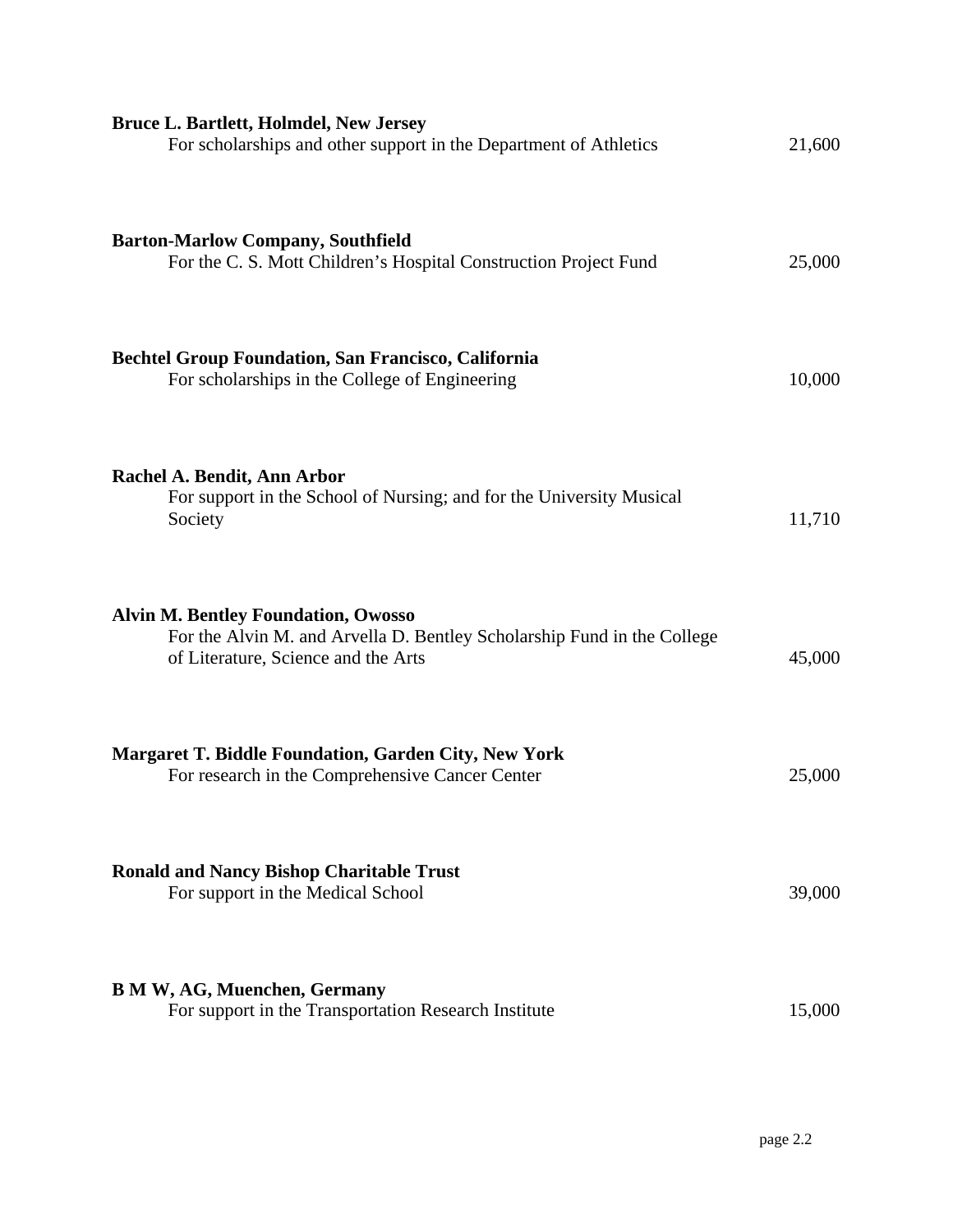**Bruce L. Bartlett, Holmdel, New Jersey**
For scholarships and other support in the Department of Athletics 21,600

**Barton-Marlow Company, Southfield**
For the C. S. Mott Children's Hospital Construction Project Fund 25,000

**Bechtel Group Foundation, San Francisco, California**
For scholarships in the College of Engineering 10,000

**Rachel A. Bendit, Ann Arbor**
For support in the School of Nursing; and for the University Musical Society 11,710

**Alvin M. Bentley Foundation, Owosso**
For the Alvin M. and Arvella D. Bentley Scholarship Fund in the College of Literature, Science and the Arts 45,000

**Margaret T. Biddle Foundation, Garden City, New York**
For research in the Comprehensive Cancer Center 25,000

**Ronald and Nancy Bishop Charitable Trust**
For support in the Medical School 39,000

**B M W, AG, Muenchen, Germany**
For support in the Transportation Research Institute 15,000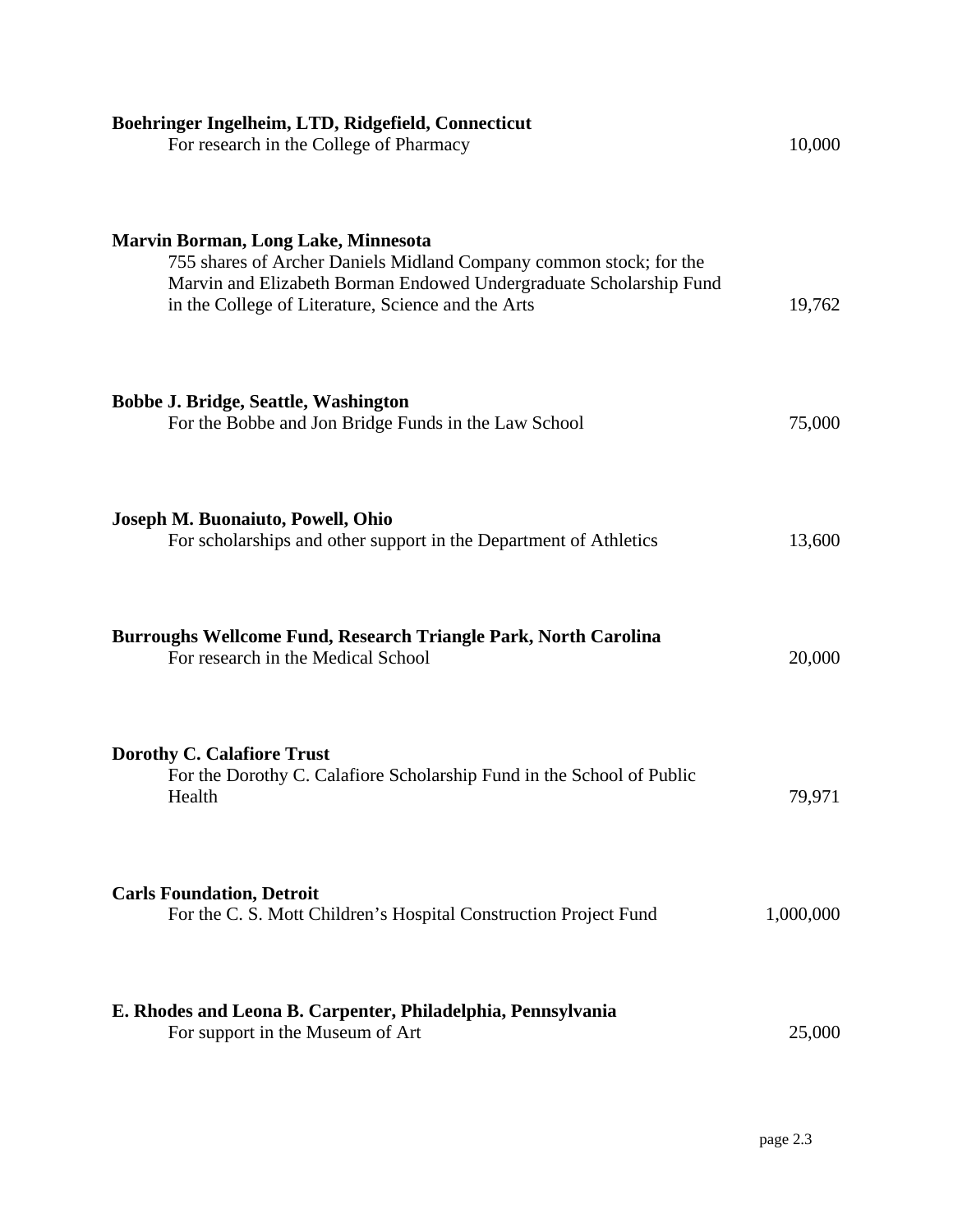**Boehringer Ingelheim, LTD, Ridgefield, Connecticut**
For research in the College of Pharmacy — 10,000

**Marvin Borman, Long Lake, Minnesota**
755 shares of Archer Daniels Midland Company common stock; for the Marvin and Elizabeth Borman Endowed Undergraduate Scholarship Fund in the College of Literature, Science and the Arts — 19,762

**Bobbe J. Bridge, Seattle, Washington**
For the Bobbe and Jon Bridge Funds in the Law School — 75,000

**Joseph M. Buonaiuto, Powell, Ohio**
For scholarships and other support in the Department of Athletics — 13,600

**Burroughs Wellcome Fund, Research Triangle Park, North Carolina**
For research in the Medical School — 20,000

**Dorothy C. Calafiore Trust**
For the Dorothy C. Calafiore Scholarship Fund in the School of Public Health — 79,971

**Carls Foundation, Detroit**
For the C. S. Mott Children's Hospital Construction Project Fund — 1,000,000

**E. Rhodes and Leona B. Carpenter, Philadelphia, Pennsylvania**
For support in the Museum of Art — 25,000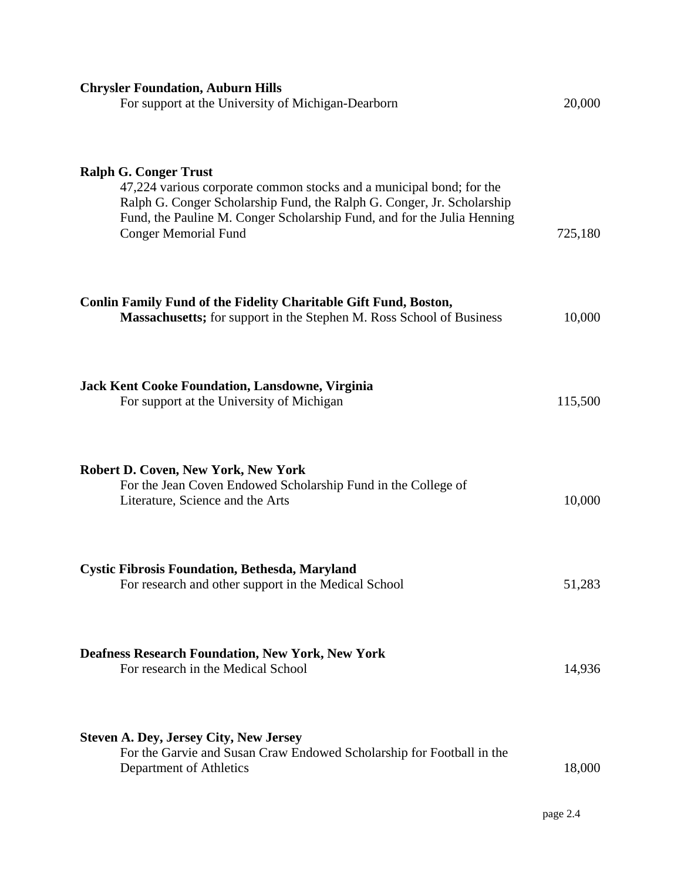**Chrysler Foundation, Auburn Hills**
For support at the University of Michigan-Dearborn 20,000

**Ralph G. Conger Trust**
47,224 various corporate common stocks and a municipal bond; for the Ralph G. Conger Scholarship Fund, the Ralph G. Conger, Jr. Scholarship Fund, the Pauline M. Conger Scholarship Fund, and for the Julia Henning Conger Memorial Fund 725,180

**Conlin Family Fund of the Fidelity Charitable Gift Fund, Boston, Massachusetts;** for support in the Stephen M. Ross School of Business 10,000

**Jack Kent Cooke Foundation, Lansdowne, Virginia**
For support at the University of Michigan 115,500

**Robert D. Coven, New York, New York**
For the Jean Coven Endowed Scholarship Fund in the College of Literature, Science and the Arts 10,000

**Cystic Fibrosis Foundation, Bethesda, Maryland**
For research and other support in the Medical School 51,283

**Deafness Research Foundation, New York, New York**
For research in the Medical School 14,936

**Steven A. Dey, Jersey City, New Jersey**
For the Garvie and Susan Craw Endowed Scholarship for Football in the Department of Athletics 18,000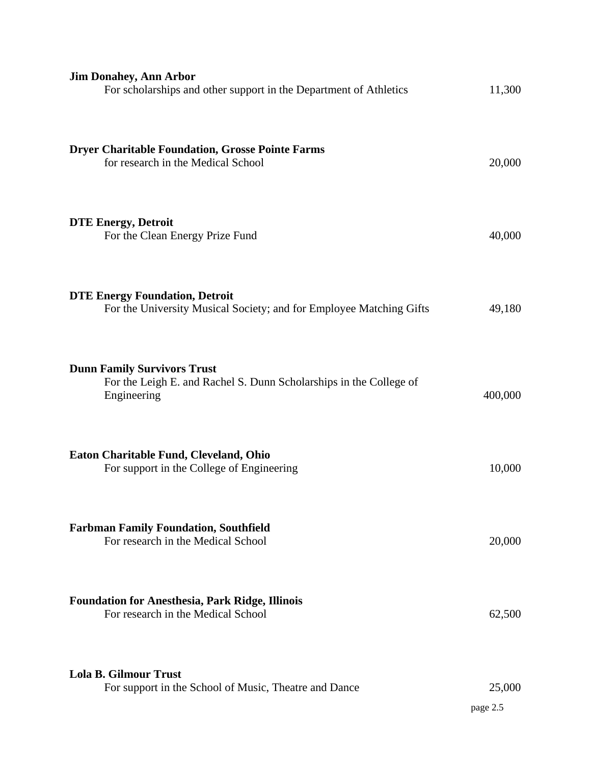**Jim Donahey, Ann Arbor**
For scholarships and other support in the Department of Athletics 11,300

**Dryer Charitable Foundation, Grosse Pointe Farms**
for research in the Medical School 20,000

**DTE Energy, Detroit**
For the Clean Energy Prize Fund 40,000

**DTE Energy Foundation, Detroit**
For the University Musical Society; and for Employee Matching Gifts 49,180

**Dunn Family Survivors Trust**
For the Leigh E. and Rachel S. Dunn Scholarships in the College of Engineering 400,000

**Eaton Charitable Fund, Cleveland, Ohio**
For support in the College of Engineering 10,000

**Farbman Family Foundation, Southfield**
For research in the Medical School 20,000

**Foundation for Anesthesia, Park Ridge, Illinois**
For research in the Medical School 62,500

**Lola B. Gilmour Trust**
For support in the School of Music, Theatre and Dance 25,000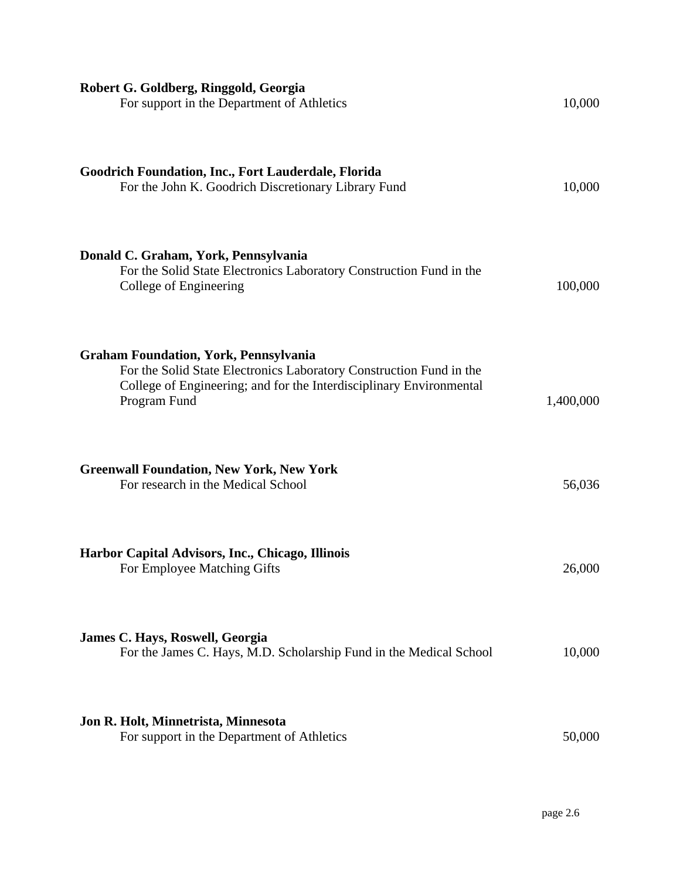**Robert G. Goldberg, Ringgold, Georgia**
For support in the Department of Athletics 10,000

**Goodrich Foundation, Inc., Fort Lauderdale, Florida**
For the John K. Goodrich Discretionary Library Fund 10,000

**Donald C. Graham, York, Pennsylvania**
For the Solid State Electronics Laboratory Construction Fund in the College of Engineering 100,000

**Graham Foundation, York, Pennsylvania**
For the Solid State Electronics Laboratory Construction Fund in the College of Engineering; and for the Interdisciplinary Environmental Program Fund 1,400,000

**Greenwall Foundation, New York, New York**
For research in the Medical School 56,036

**Harbor Capital Advisors, Inc., Chicago, Illinois**
For Employee Matching Gifts 26,000

**James C. Hays, Roswell, Georgia**
For the James C. Hays, M.D. Scholarship Fund in the Medical School 10,000

**Jon R. Holt, Minnetrista, Minnesota**
For support in the Department of Athletics 50,000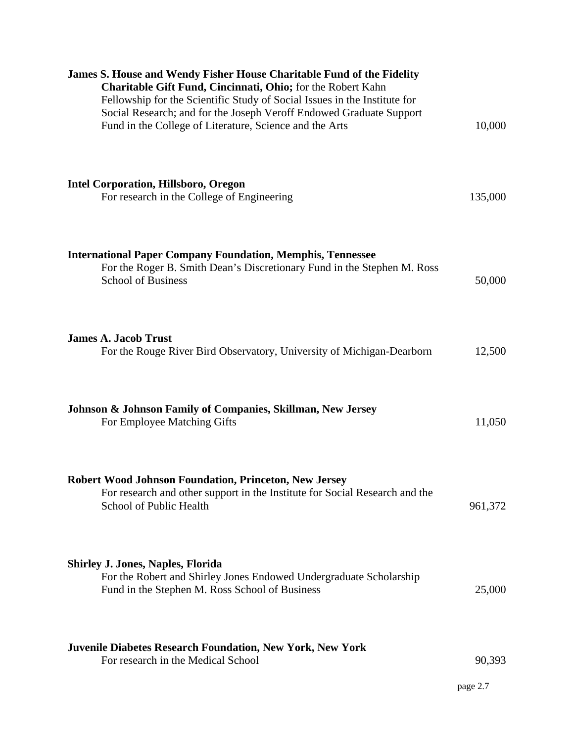**James S. House and Wendy Fisher House Charitable Fund of the Fidelity Charitable Gift Fund, Cincinnati, Ohio;** for the Robert Kahn Fellowship for the Scientific Study of Social Issues in the Institute for Social Research; and for the Joseph Veroff Endowed Graduate Support Fund in the College of Literature, Science and the Arts — 10,000

**Intel Corporation, Hillsboro, Oregon**
For research in the College of Engineering — 135,000

**International Paper Company Foundation, Memphis, Tennessee**
For the Roger B. Smith Dean's Discretionary Fund in the Stephen M. Ross School of Business — 50,000

**James A. Jacob Trust**
For the Rouge River Bird Observatory, University of Michigan-Dearborn — 12,500

**Johnson & Johnson Family of Companies, Skillman, New Jersey**
For Employee Matching Gifts — 11,050

**Robert Wood Johnson Foundation, Princeton, New Jersey**
For research and other support in the Institute for Social Research and the School of Public Health — 961,372

**Shirley J. Jones, Naples, Florida**
For the Robert and Shirley Jones Endowed Undergraduate Scholarship Fund in the Stephen M. Ross School of Business — 25,000

**Juvenile Diabetes Research Foundation, New York, New York**
For research in the Medical School — 90,393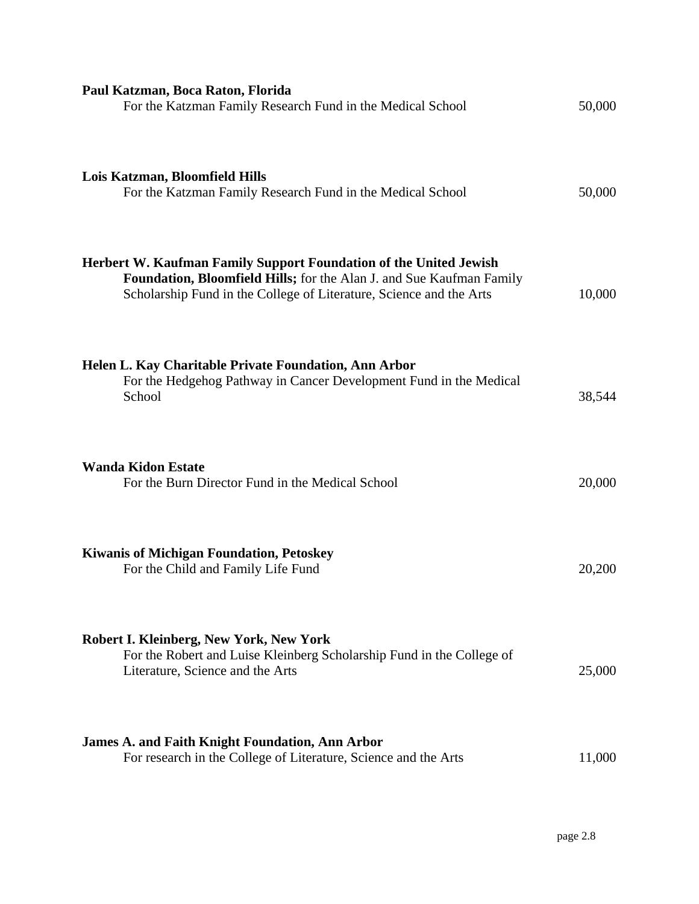**Paul Katzman, Boca Raton, Florida**
For the Katzman Family Research Fund in the Medical School 50,000

**Lois Katzman, Bloomfield Hills**
For the Katzman Family Research Fund in the Medical School 50,000

**Herbert W. Kaufman Family Support Foundation of the United Jewish Foundation, Bloomfield Hills;** for the Alan J. and Sue Kaufman Family Scholarship Fund in the College of Literature, Science and the Arts 10,000

**Helen L. Kay Charitable Private Foundation, Ann Arbor**
For the Hedgehog Pathway in Cancer Development Fund in the Medical School 38,544

**Wanda Kidon Estate**
For the Burn Director Fund in the Medical School 20,000

**Kiwanis of Michigan Foundation, Petoskey**
For the Child and Family Life Fund 20,200

**Robert I. Kleinberg, New York, New York**
For the Robert and Luise Kleinberg Scholarship Fund in the College of Literature, Science and the Arts 25,000

**James A. and Faith Knight Foundation, Ann Arbor**
For research in the College of Literature, Science and the Arts 11,000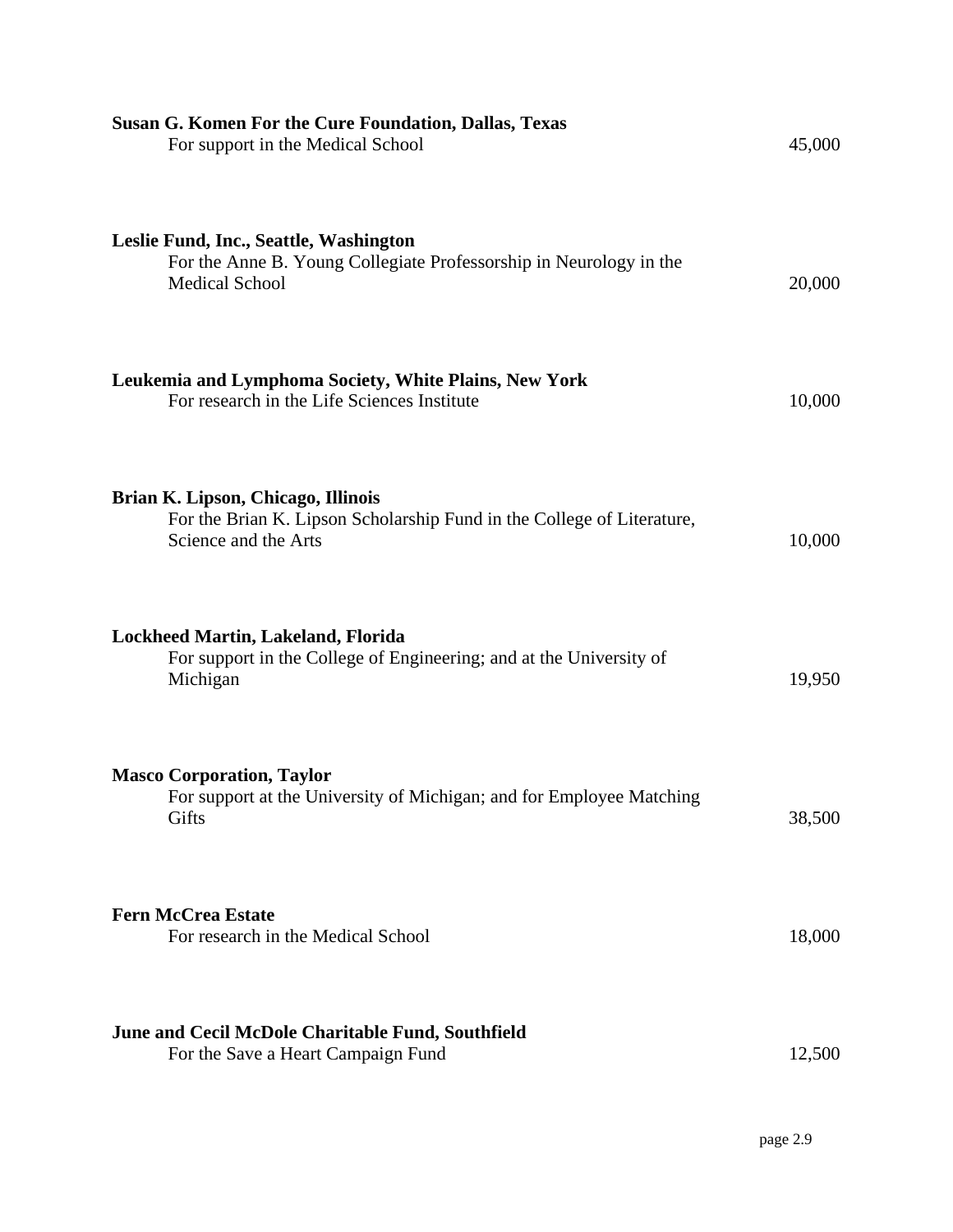**Susan G. Komen For the Cure Foundation, Dallas, Texas**
For support in the Medical School — 45,000

**Leslie Fund, Inc., Seattle, Washington**
For the Anne B. Young Collegiate Professorship in Neurology in the Medical School — 20,000

**Leukemia and Lymphoma Society, White Plains, New York**
For research in the Life Sciences Institute — 10,000

**Brian K. Lipson, Chicago, Illinois**
For the Brian K. Lipson Scholarship Fund in the College of Literature, Science and the Arts — 10,000

**Lockheed Martin, Lakeland, Florida**
For support in the College of Engineering; and at the University of Michigan — 19,950

**Masco Corporation, Taylor**
For support at the University of Michigan; and for Employee Matching Gifts — 38,500

**Fern McCrea Estate**
For research in the Medical School — 18,000

**June and Cecil McDole Charitable Fund, Southfield**
For the Save a Heart Campaign Fund — 12,500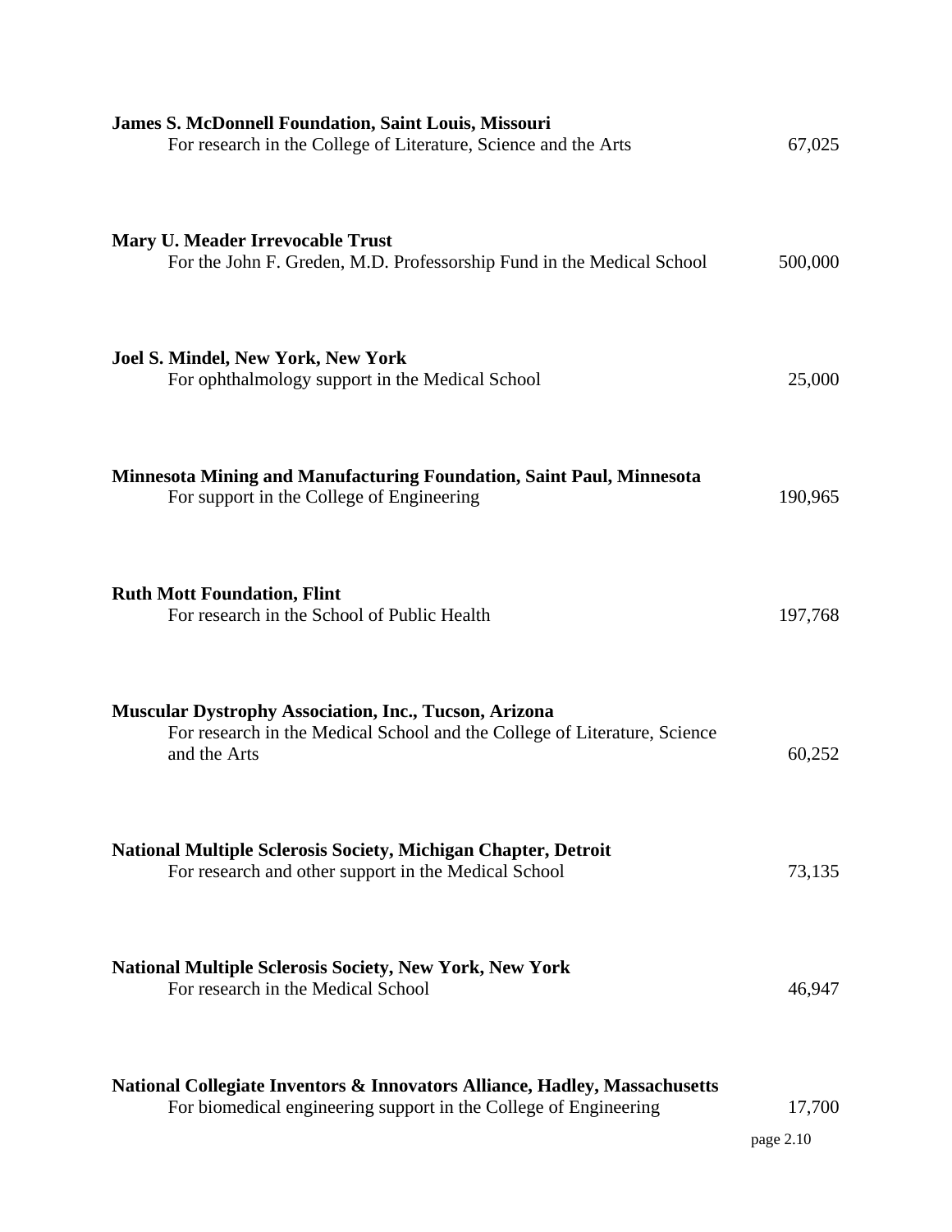**James S. McDonnell Foundation, Saint Louis, Missouri**
For research in the College of Literature, Science and the Arts 67,025

**Mary U. Meader Irrevocable Trust**
For the John F. Greden, M.D. Professorship Fund in the Medical School 500,000

**Joel S. Mindel, New York, New York**
For ophthalmology support in the Medical School 25,000

**Minnesota Mining and Manufacturing Foundation, Saint Paul, Minnesota**
For support in the College of Engineering 190,965

**Ruth Mott Foundation, Flint**
For research in the School of Public Health 197,768

**Muscular Dystrophy Association, Inc., Tucson, Arizona**
For research in the Medical School and the College of Literature, Science and the Arts 60,252

**National Multiple Sclerosis Society, Michigan Chapter, Detroit**
For research and other support in the Medical School 73,135

**National Multiple Sclerosis Society, New York, New York**
For research in the Medical School 46,947

**National Collegiate Inventors & Innovators Alliance, Hadley, Massachusetts**
For biomedical engineering support in the College of Engineering 17,700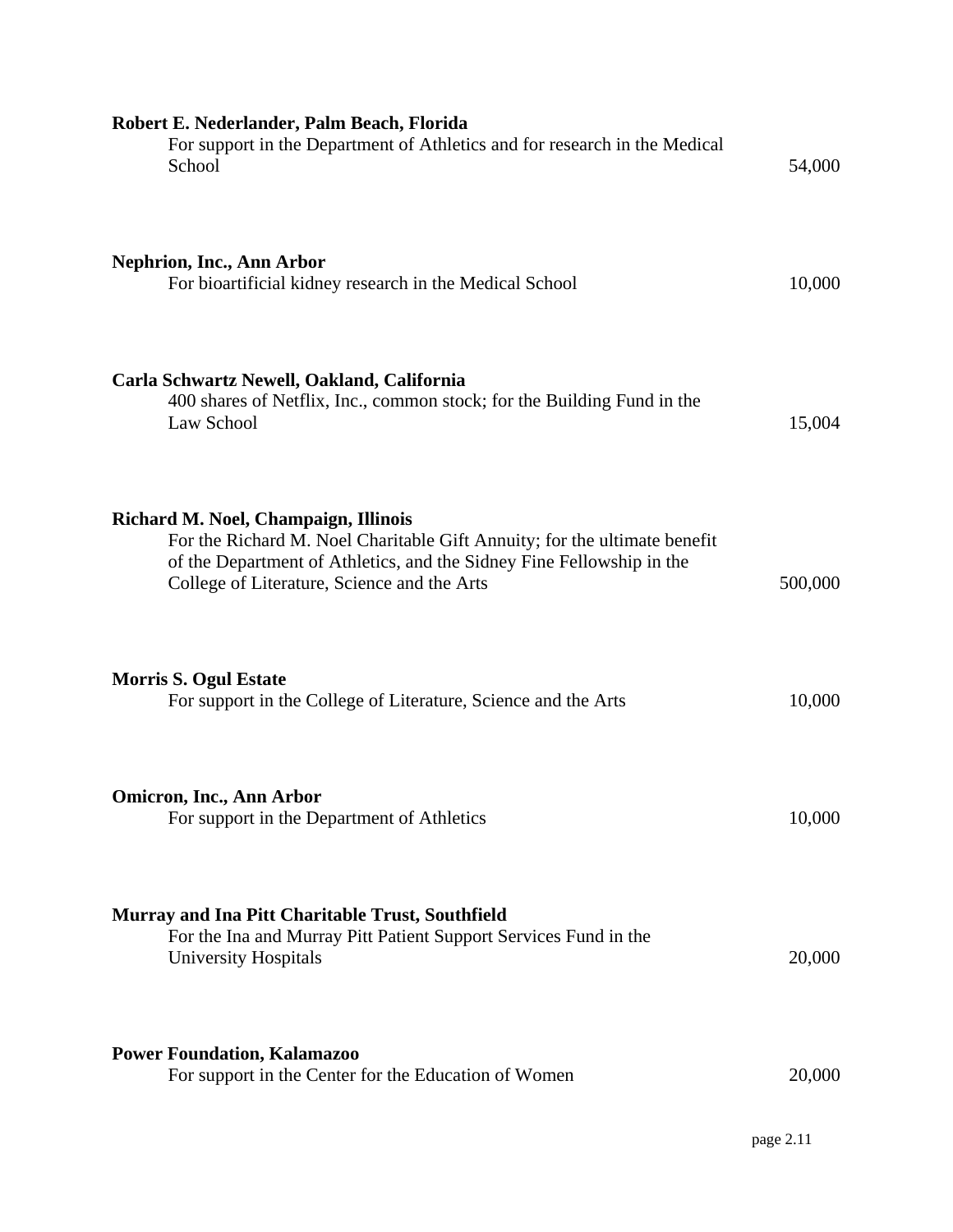**Robert E. Nederlander, Palm Beach, Florida**
For support in the Department of Athletics and for research in the Medical School — 54,000

**Nephrion, Inc., Ann Arbor**
For bioartificial kidney research in the Medical School — 10,000

**Carla Schwartz Newell, Oakland, California**
400 shares of Netflix, Inc., common stock; for the Building Fund in the Law School — 15,004

**Richard M. Noel, Champaign, Illinois**
For the Richard M. Noel Charitable Gift Annuity; for the ultimate benefit of the Department of Athletics, and the Sidney Fine Fellowship in the College of Literature, Science and the Arts — 500,000

**Morris S. Ogul Estate**
For support in the College of Literature, Science and the Arts — 10,000

**Omicron, Inc., Ann Arbor**
For support in the Department of Athletics — 10,000

**Murray and Ina Pitt Charitable Trust, Southfield**
For the Ina and Murray Pitt Patient Support Services Fund in the University Hospitals — 20,000

**Power Foundation, Kalamazoo**
For support in the Center for the Education of Women — 20,000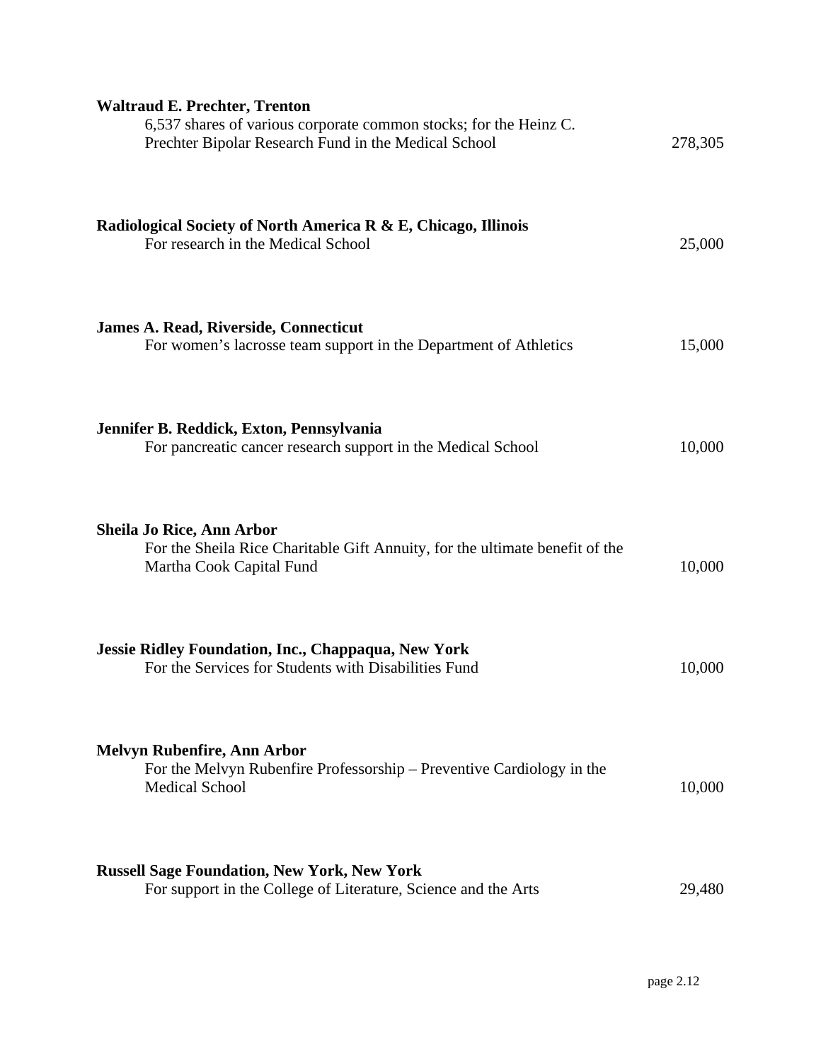**Waltraud E. Prechter, Trenton**
6,537 shares of various corporate common stocks; for the Heinz C. Prechter Bipolar Research Fund in the Medical School 278,305

**Radiological Society of North America R & E, Chicago, Illinois**
For research in the Medical School 25,000

**James A. Read, Riverside, Connecticut**
For women's lacrosse team support in the Department of Athletics 15,000

**Jennifer B. Reddick, Exton, Pennsylvania**
For pancreatic cancer research support in the Medical School 10,000

**Sheila Jo Rice, Ann Arbor**
For the Sheila Rice Charitable Gift Annuity, for the ultimate benefit of the Martha Cook Capital Fund 10,000

**Jessie Ridley Foundation, Inc., Chappaqua, New York**
For the Services for Students with Disabilities Fund 10,000

**Melvyn Rubenfire, Ann Arbor**
For the Melvyn Rubenfire Professorship – Preventive Cardiology in the Medical School 10,000

**Russell Sage Foundation, New York, New York**
For support in the College of Literature, Science and the Arts 29,480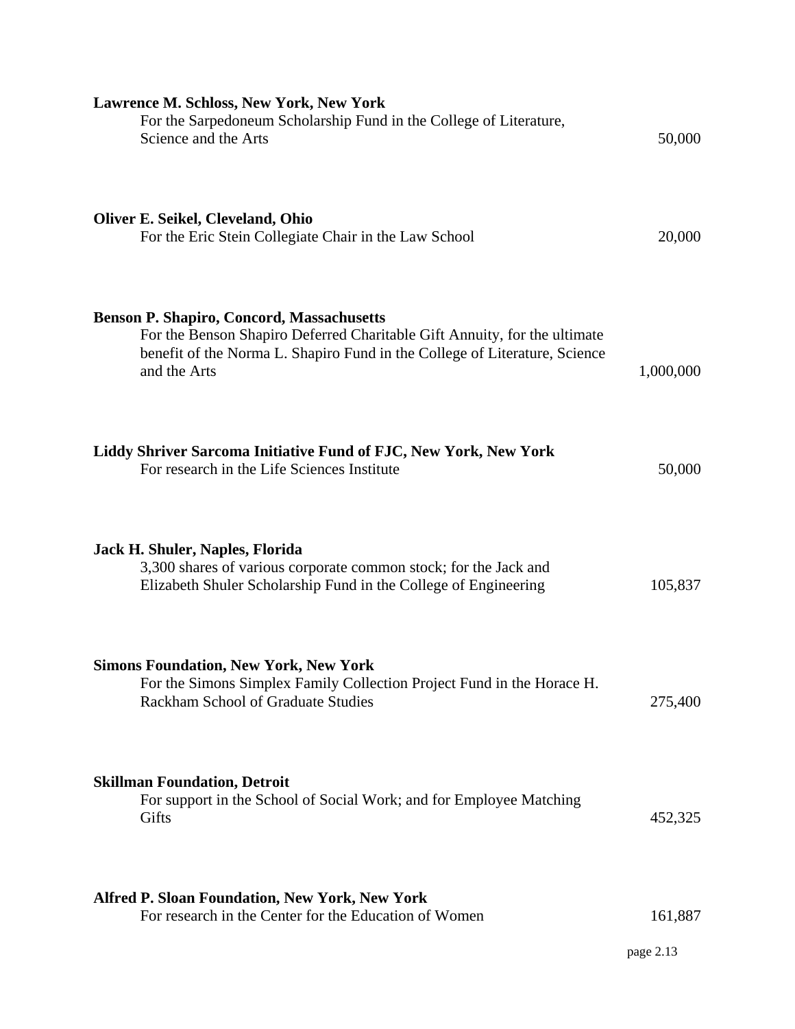**Lawrence M. Schloss, New York, New York**
For the Sarpedoneum Scholarship Fund in the College of Literature, Science and the Arts 50,000

**Oliver E. Seikel, Cleveland, Ohio**
For the Eric Stein Collegiate Chair in the Law School 20,000

**Benson P. Shapiro, Concord, Massachusetts**
For the Benson Shapiro Deferred Charitable Gift Annuity, for the ultimate benefit of the Norma L. Shapiro Fund in the College of Literature, Science and the Arts 1,000,000

**Liddy Shriver Sarcoma Initiative Fund of FJC, New York, New York**
For research in the Life Sciences Institute 50,000

**Jack H. Shuler, Naples, Florida**
3,300 shares of various corporate common stock; for the Jack and Elizabeth Shuler Scholarship Fund in the College of Engineering 105,837

**Simons Foundation, New York, New York**
For the Simons Simplex Family Collection Project Fund in the Horace H. Rackham School of Graduate Studies 275,400

**Skillman Foundation, Detroit**
For support in the School of Social Work; and for Employee Matching Gifts 452,325

**Alfred P. Sloan Foundation, New York, New York**
For research in the Center for the Education of Women 161,887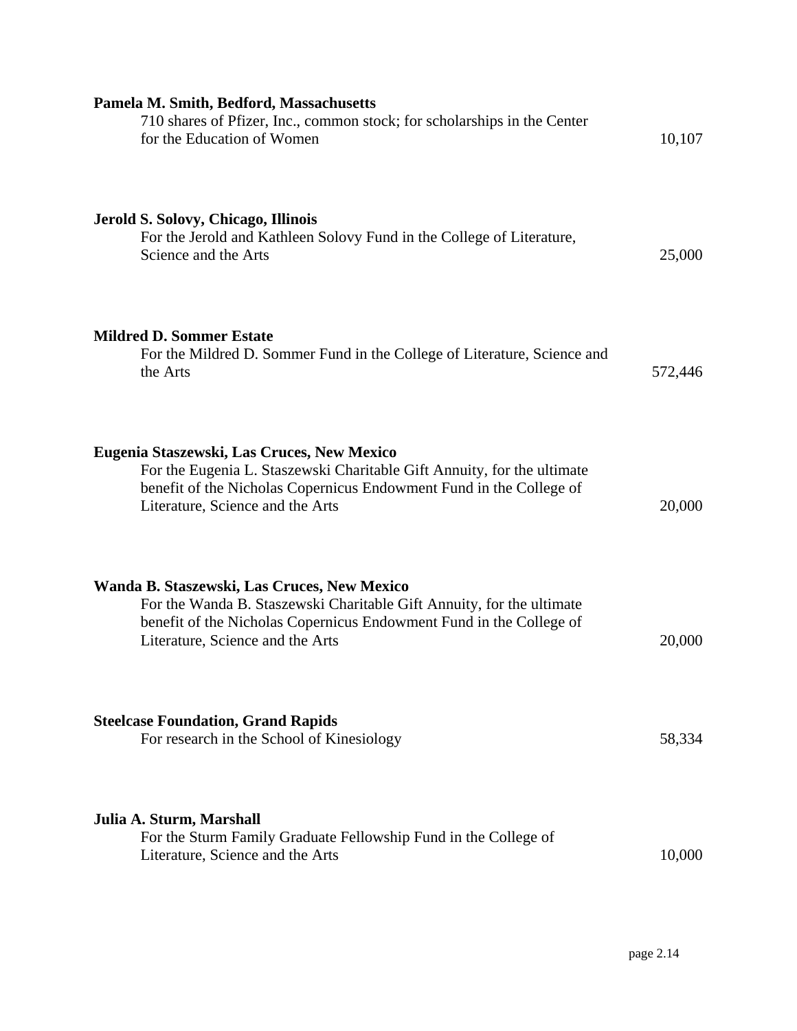**Pamela M. Smith, Bedford, Massachusetts**
710 shares of Pfizer, Inc., common stock; for scholarships in the Center for the Education of Women — 10,107

**Jerold S. Solovy, Chicago, Illinois**
For the Jerold and Kathleen Solovy Fund in the College of Literature, Science and the Arts — 25,000

**Mildred D. Sommer Estate**
For the Mildred D. Sommer Fund in the College of Literature, Science and the Arts — 572,446

**Eugenia Staszewski, Las Cruces, New Mexico**
For the Eugenia L. Staszewski Charitable Gift Annuity, for the ultimate benefit of the Nicholas Copernicus Endowment Fund in the College of Literature, Science and the Arts — 20,000

**Wanda B. Staszewski, Las Cruces, New Mexico**
For the Wanda B. Staszewski Charitable Gift Annuity, for the ultimate benefit of the Nicholas Copernicus Endowment Fund in the College of Literature, Science and the Arts — 20,000

**Steelcase Foundation, Grand Rapids**
For research in the School of Kinesiology — 58,334

**Julia A. Sturm, Marshall**
For the Sturm Family Graduate Fellowship Fund in the College of Literature, Science and the Arts — 10,000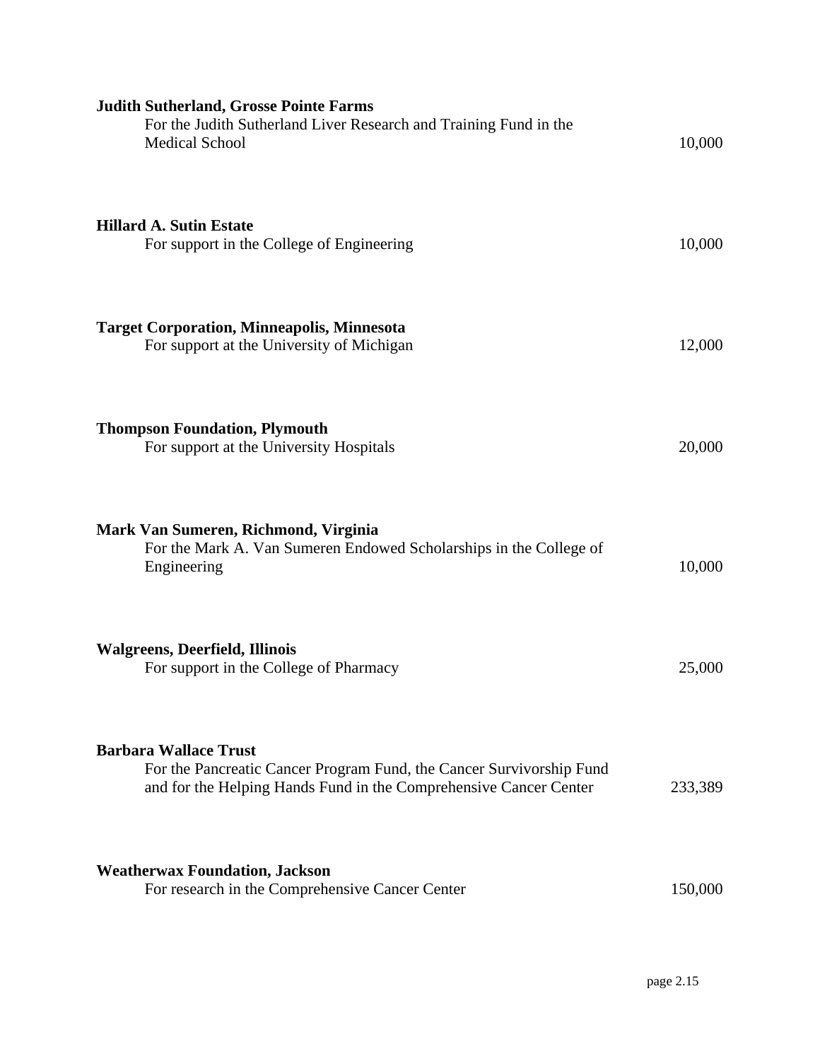**Judith Sutherland, Grosse Pointe Farms**
For the Judith Sutherland Liver Research and Training Fund in the Medical School — 10,000

**Hillard A. Sutin Estate**
For support in the College of Engineering — 10,000

**Target Corporation, Minneapolis, Minnesota**
For support at the University of Michigan — 12,000

**Thompson Foundation, Plymouth**
For support at the University Hospitals — 20,000

**Mark Van Sumeren, Richmond, Virginia**
For the Mark A. Van Sumeren Endowed Scholarships in the College of Engineering — 10,000

**Walgreens, Deerfield, Illinois**
For support in the College of Pharmacy — 25,000

**Barbara Wallace Trust**
For the Pancreatic Cancer Program Fund, the Cancer Survivorship Fund and for the Helping Hands Fund in the Comprehensive Cancer Center — 233,389

**Weatherwax Foundation, Jackson**
For research in the Comprehensive Cancer Center — 150,000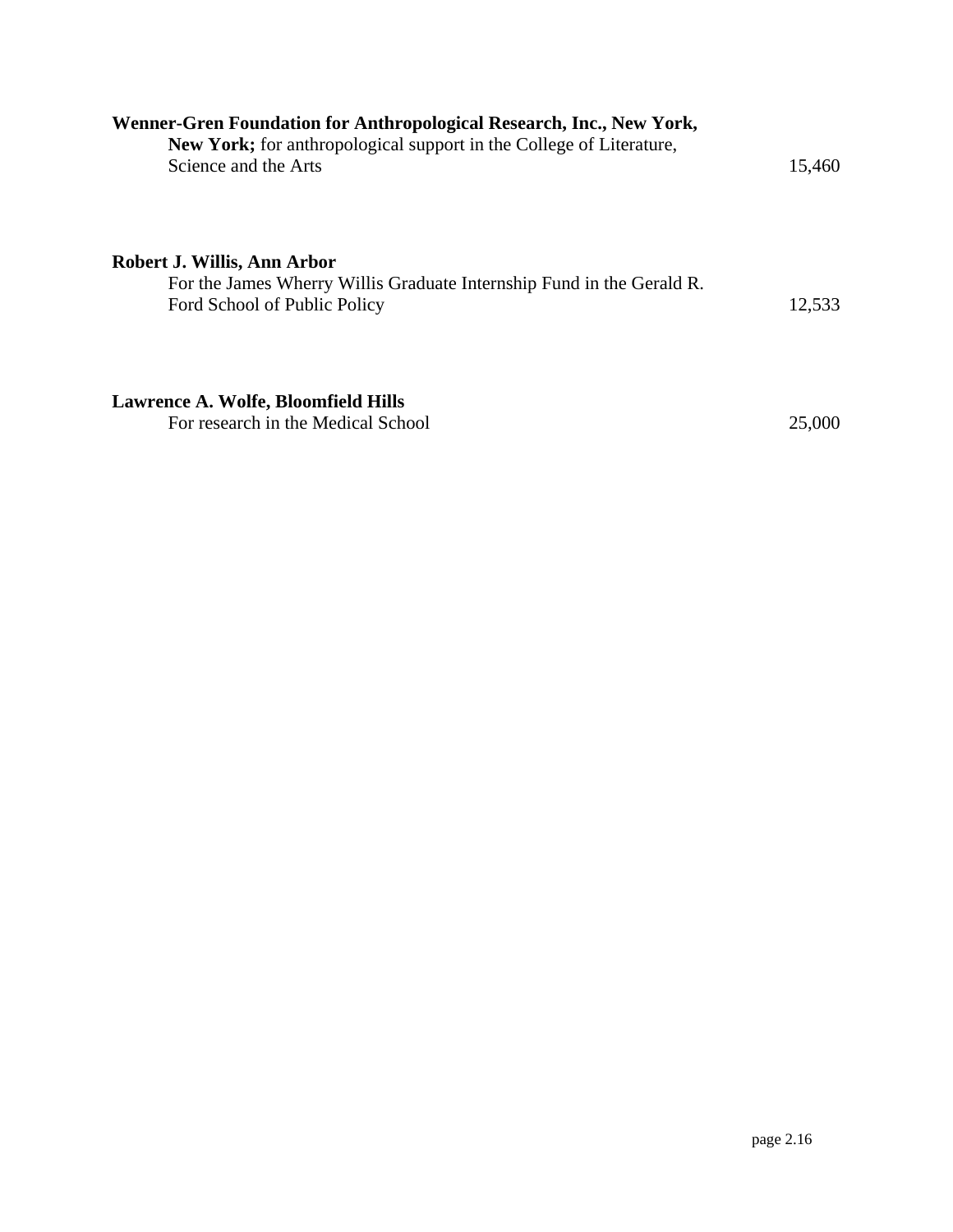**Wenner-Gren Foundation for Anthropological Research, Inc., New York, New York;** for anthropological support in the College of Literature, Science and the Arts 15,460

**Robert J. Willis, Ann Arbor**
For the James Wherry Willis Graduate Internship Fund in the Gerald R. Ford School of Public Policy 12,533

**Lawrence A. Wolfe, Bloomfield Hills**
For research in the Medical School 25,000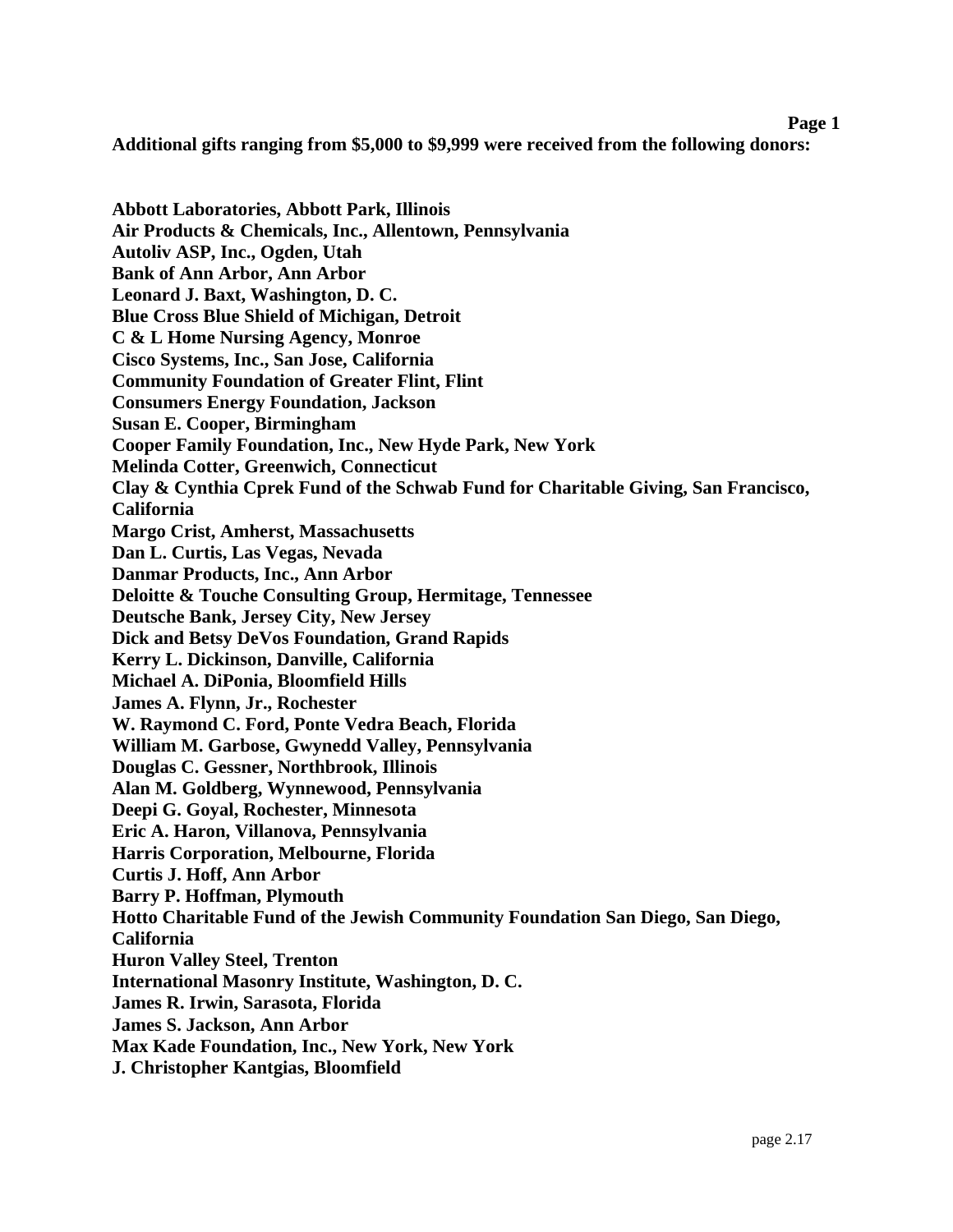**Additional gifts ranging from $5,000 to $9,999 were received from the following donors:**

**Abbott Laboratories, Abbott Park, Illinois**
**Air Products & Chemicals, Inc., Allentown, Pennsylvania**
**Autoliv ASP, Inc., Ogden, Utah**
**Bank of Ann Arbor, Ann Arbor**
**Leonard J. Baxt, Washington, D. C.**
**Blue Cross Blue Shield of Michigan, Detroit**
**C & L Home Nursing Agency, Monroe**
**Cisco Systems, Inc., San Jose, California**
**Community Foundation of Greater Flint, Flint**
**Consumers Energy Foundation, Jackson**
**Susan E. Cooper, Birmingham**
**Cooper Family Foundation, Inc., New Hyde Park, New York**
**Melinda Cotter, Greenwich, Connecticut**
**Clay & Cynthia Cprek Fund of the Schwab Fund for Charitable Giving, San Francisco, California**
**Margo Crist, Amherst, Massachusetts**
**Dan L. Curtis, Las Vegas, Nevada**
**Danmar Products, Inc., Ann Arbor**
**Deloitte & Touche Consulting Group, Hermitage, Tennessee**
**Deutsche Bank, Jersey City, New Jersey**
**Dick and Betsy DeVos Foundation, Grand Rapids**
**Kerry L. Dickinson, Danville, California**
**Michael A. DiPonia, Bloomfield Hills**
**James A. Flynn, Jr., Rochester**
**W. Raymond C. Ford, Ponte Vedra Beach, Florida**
**William M. Garbose, Gwynedd Valley, Pennsylvania**
**Douglas C. Gessner, Northbrook, Illinois**
**Alan M. Goldberg, Wynnewood, Pennsylvania**
**Deepi G. Goyal, Rochester, Minnesota**
**Eric A. Haron, Villanova, Pennsylvania**
**Harris Corporation, Melbourne, Florida**
**Curtis J. Hoff, Ann Arbor**
**Barry P. Hoffman, Plymouth**
**Hotto Charitable Fund of the Jewish Community Foundation San Diego, San Diego, California**
**Huron Valley Steel, Trenton**
**International Masonry Institute, Washington, D. C.**
**James R. Irwin, Sarasota, Florida**
**James S. Jackson, Ann Arbor**
**Max Kade Foundation, Inc., New York, New York**
**J. Christopher Kantgias, Bloomfield**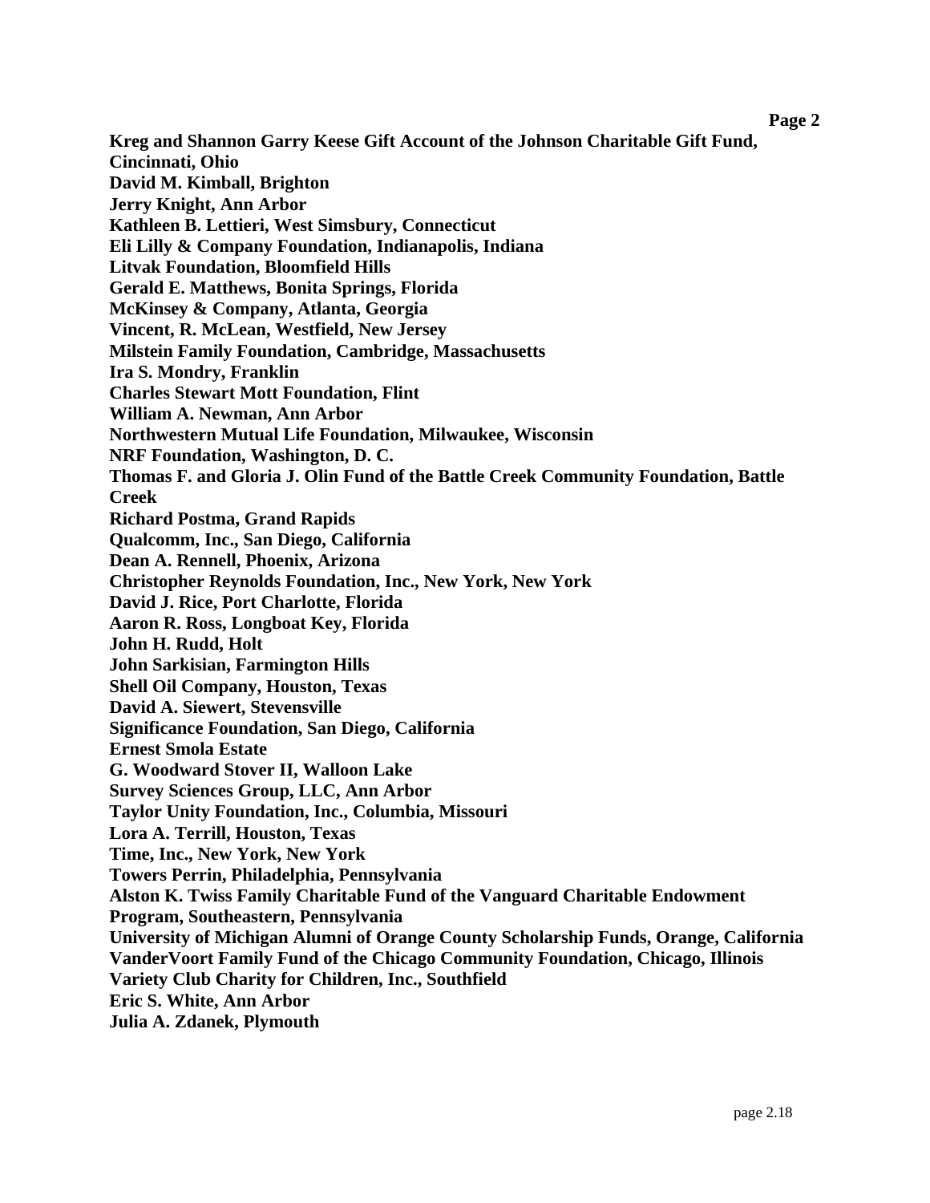**Kreg and Shannon Garry Keese Gift Account of the Johnson Charitable Gift Fund, Cincinnati, Ohio**
**David M. Kimball, Brighton**
**Jerry Knight, Ann Arbor**
**Kathleen B. Lettieri, West Simsbury, Connecticut**
**Eli Lilly & Company Foundation, Indianapolis, Indiana**
**Litvak Foundation, Bloomfield Hills**
**Gerald E. Matthews, Bonita Springs, Florida**
**McKinsey & Company, Atlanta, Georgia**
**Vincent, R. McLean, Westfield, New Jersey**
**Milstein Family Foundation, Cambridge, Massachusetts**
**Ira S. Mondry, Franklin**
**Charles Stewart Mott Foundation, Flint**
**William A. Newman, Ann Arbor**
**Northwestern Mutual Life Foundation, Milwaukee, Wisconsin**
**NRF Foundation, Washington, D. C.**
**Thomas F. and Gloria J. Olin Fund of the Battle Creek Community Foundation, Battle Creek**
**Richard Postma, Grand Rapids**
**Qualcomm, Inc., San Diego, California**
**Dean A. Rennell, Phoenix, Arizona**
**Christopher Reynolds Foundation, Inc., New York, New York**
**David J. Rice, Port Charlotte, Florida**
**Aaron R. Ross, Longboat Key, Florida**
**John H. Rudd, Holt**
**John Sarkisian, Farmington Hills**
**Shell Oil Company, Houston, Texas**
**David A. Siewert, Stevensville**
**Significance Foundation, San Diego, California**
**Ernest Smola Estate**
**G. Woodward Stover II, Walloon Lake**
**Survey Sciences Group, LLC, Ann Arbor**
**Taylor Unity Foundation, Inc., Columbia, Missouri**
**Lora A. Terrill, Houston, Texas**
**Time, Inc., New York, New York**
**Towers Perrin, Philadelphia, Pennsylvania**
**Alston K. Twiss Family Charitable Fund of the Vanguard Charitable Endowment Program, Southeastern, Pennsylvania**
**University of Michigan Alumni of Orange County Scholarship Funds, Orange, California**
**VanderVoort Family Fund of the Chicago Community Foundation, Chicago, Illinois**
**Variety Club Charity for Children, Inc., Southfield**
**Eric S. White, Ann Arbor**
**Julia A. Zdanek, Plymouth**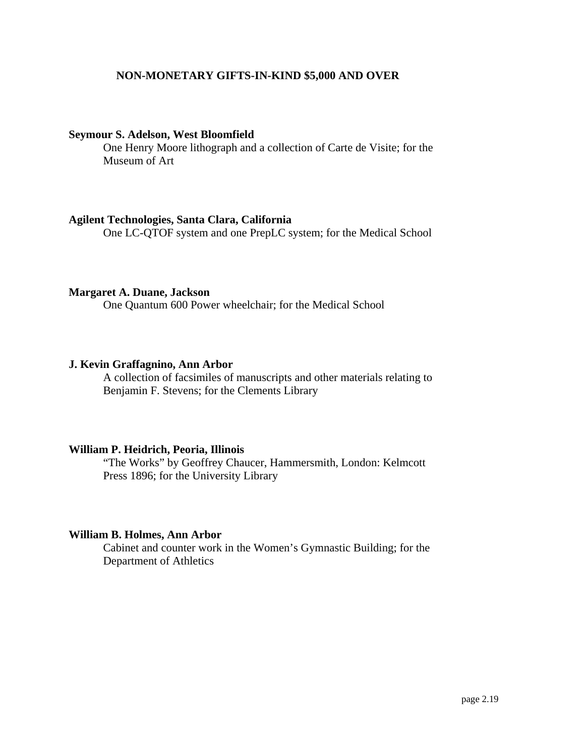## NON-MONETARY GIFTS-IN-KIND $5,000 AND OVER

**Seymour S. Adelson, West Bloomfield**
One Henry Moore lithograph and a collection of Carte de Visite; for the Museum of Art

**Agilent Technologies, Santa Clara, California**
One LC-QTOF system and one PrepLC system; for the Medical School

**Margaret A. Duane, Jackson**
One Quantum 600 Power wheelchair; for the Medical School

**J. Kevin Graffagnino, Ann Arbor**
A collection of facsimiles of manuscripts and other materials relating to Benjamin F. Stevens; for the Clements Library

**William P. Heidrich, Peoria, Illinois**
"The Works" by Geoffrey Chaucer, Hammersmith, London: Kelmcott Press 1896; for the University Library

**William B. Holmes, Ann Arbor**
Cabinet and counter work in the Women's Gymnastic Building; for the Department of Athletics